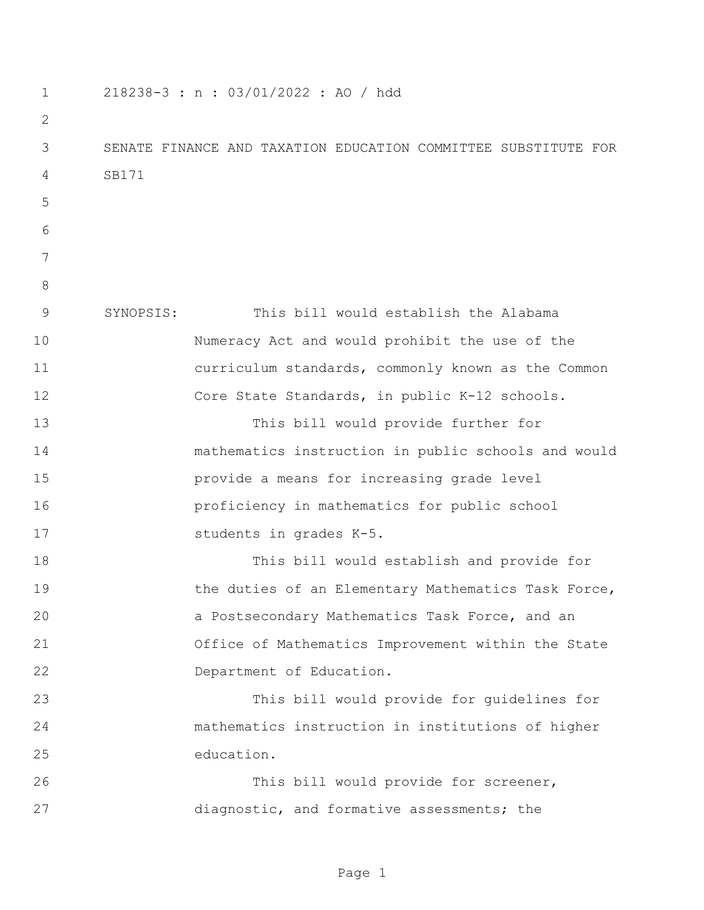218238-3 : n : 03/01/2022 : AO / hdd

SENATE FINANCE AND TAXATION EDUCATION COMMITTEE SUBSTITUTE FOR SB171

SYNOPSIS: This bill would establish the Alabama Numeracy Act and would prohibit the use of the curriculum standards, commonly known as the Common Core State Standards, in public K-12 schools.

This bill would provide further for mathematics instruction in public schools and would provide a means for increasing grade level proficiency in mathematics for public school students in grades K-5.

This bill would establish and provide for the duties of an Elementary Mathematics Task Force, a Postsecondary Mathematics Task Force, and an Office of Mathematics Improvement within the State Department of Education.

This bill would provide for guidelines for mathematics instruction in institutions of higher education.

This bill would provide for screener, diagnostic, and formative assessments; the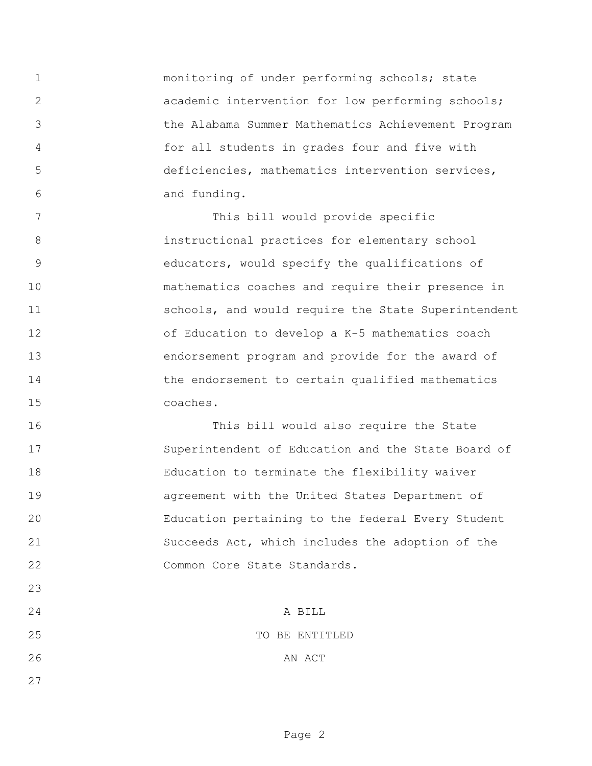monitoring of under performing schools; state academic intervention for low performing schools; the Alabama Summer Mathematics Achievement Program for all students in grades four and five with deficiencies, mathematics intervention services, and funding.

This bill would provide specific instructional practices for elementary school educators, would specify the qualifications of mathematics coaches and require their presence in schools, and would require the State Superintendent of Education to develop a K-5 mathematics coach endorsement program and provide for the award of the endorsement to certain qualified mathematics coaches.

This bill would also require the State Superintendent of Education and the State Board of Education to terminate the flexibility waiver agreement with the United States Department of Education pertaining to the federal Every Student Succeeds Act, which includes the adoption of the Common Core State Standards.

A BILL

TO BE ENTITLED

AN ACT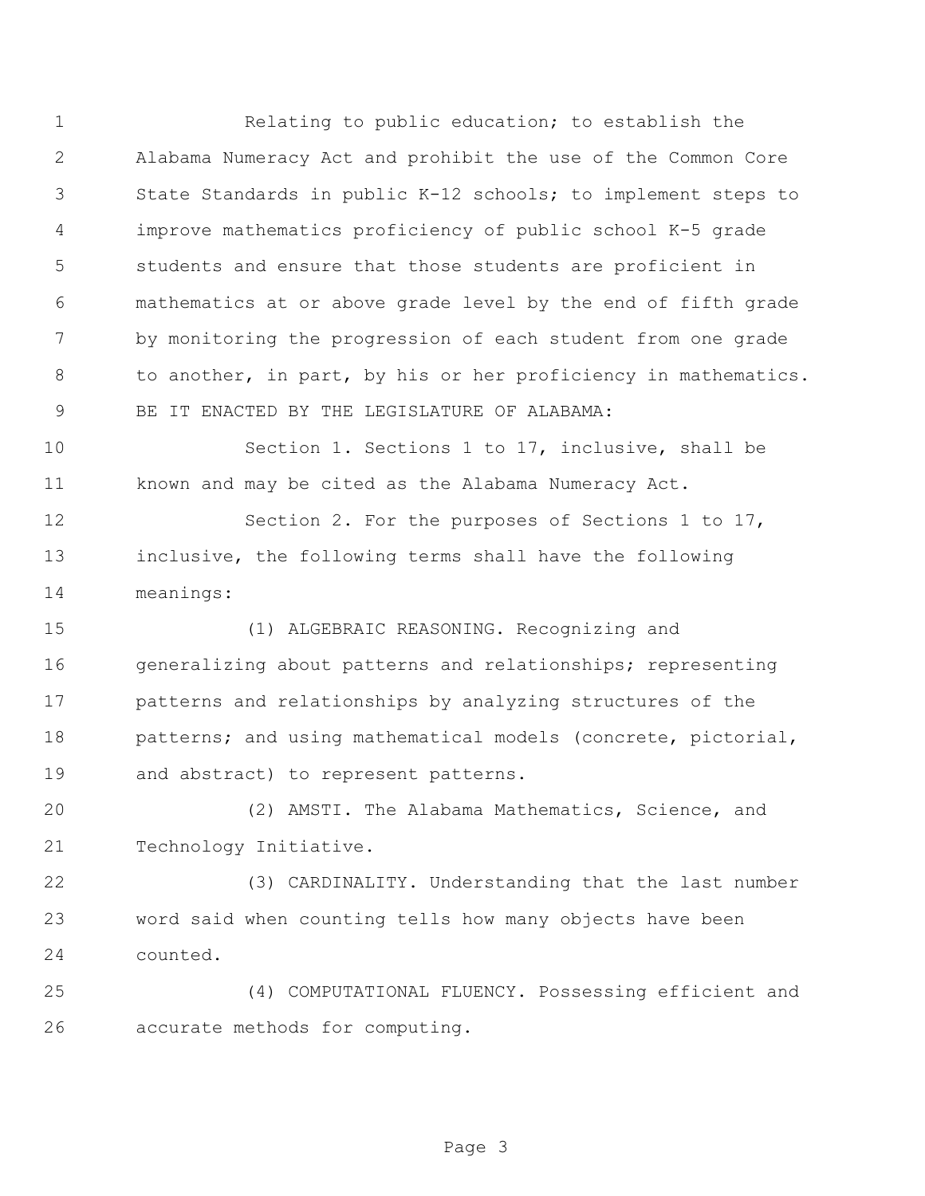Relating to public education; to establish the Alabama Numeracy Act and prohibit the use of the Common Core State Standards in public K-12 schools; to implement steps to improve mathematics proficiency of public school K-5 grade students and ensure that those students are proficient in mathematics at or above grade level by the end of fifth grade by monitoring the progression of each student from one grade to another, in part, by his or her proficiency in mathematics.

BE IT ENACTED BY THE LEGISLATURE OF ALABAMA:

Section 1. Sections 1 to 17, inclusive, shall be known and may be cited as the Alabama Numeracy Act.

Section 2. For the purposes of Sections 1 to 17, inclusive, the following terms shall have the following meanings:

(1) ALGEBRAIC REASONING. Recognizing and generalizing about patterns and relationships; representing patterns and relationships by analyzing structures of the patterns; and using mathematical models (concrete, pictorial, and abstract) to represent patterns.

(2) AMSTI. The Alabama Mathematics, Science, and Technology Initiative.

(3) CARDINALITY. Understanding that the last number word said when counting tells how many objects have been counted.

(4) COMPUTATIONAL FLUENCY. Possessing efficient and accurate methods for computing.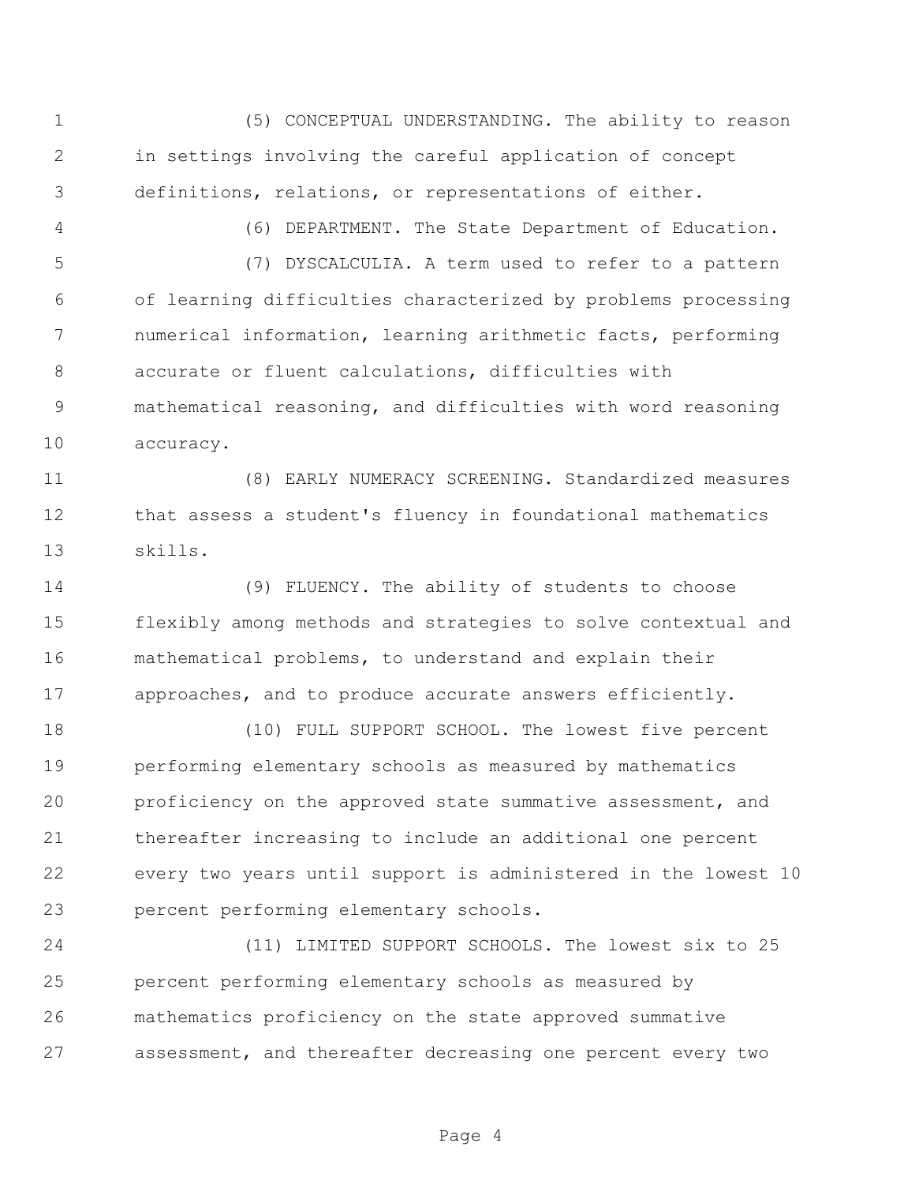(5) CONCEPTUAL UNDERSTANDING. The ability to reason in settings involving the careful application of concept definitions, relations, or representations of either.

(6) DEPARTMENT. The State Department of Education.

(7) DYSCALCULIA. A term used to refer to a pattern of learning difficulties characterized by problems processing numerical information, learning arithmetic facts, performing accurate or fluent calculations, difficulties with mathematical reasoning, and difficulties with word reasoning accuracy.

(8) EARLY NUMERACY SCREENING. Standardized measures that assess a student's fluency in foundational mathematics skills.

(9) FLUENCY. The ability of students to choose flexibly among methods and strategies to solve contextual and mathematical problems, to understand and explain their approaches, and to produce accurate answers efficiently.

(10) FULL SUPPORT SCHOOL. The lowest five percent performing elementary schools as measured by mathematics proficiency on the approved state summative assessment, and thereafter increasing to include an additional one percent every two years until support is administered in the lowest 10 percent performing elementary schools.

(11) LIMITED SUPPORT SCHOOLS. The lowest six to 25 percent performing elementary schools as measured by mathematics proficiency on the state approved summative assessment, and thereafter decreasing one percent every two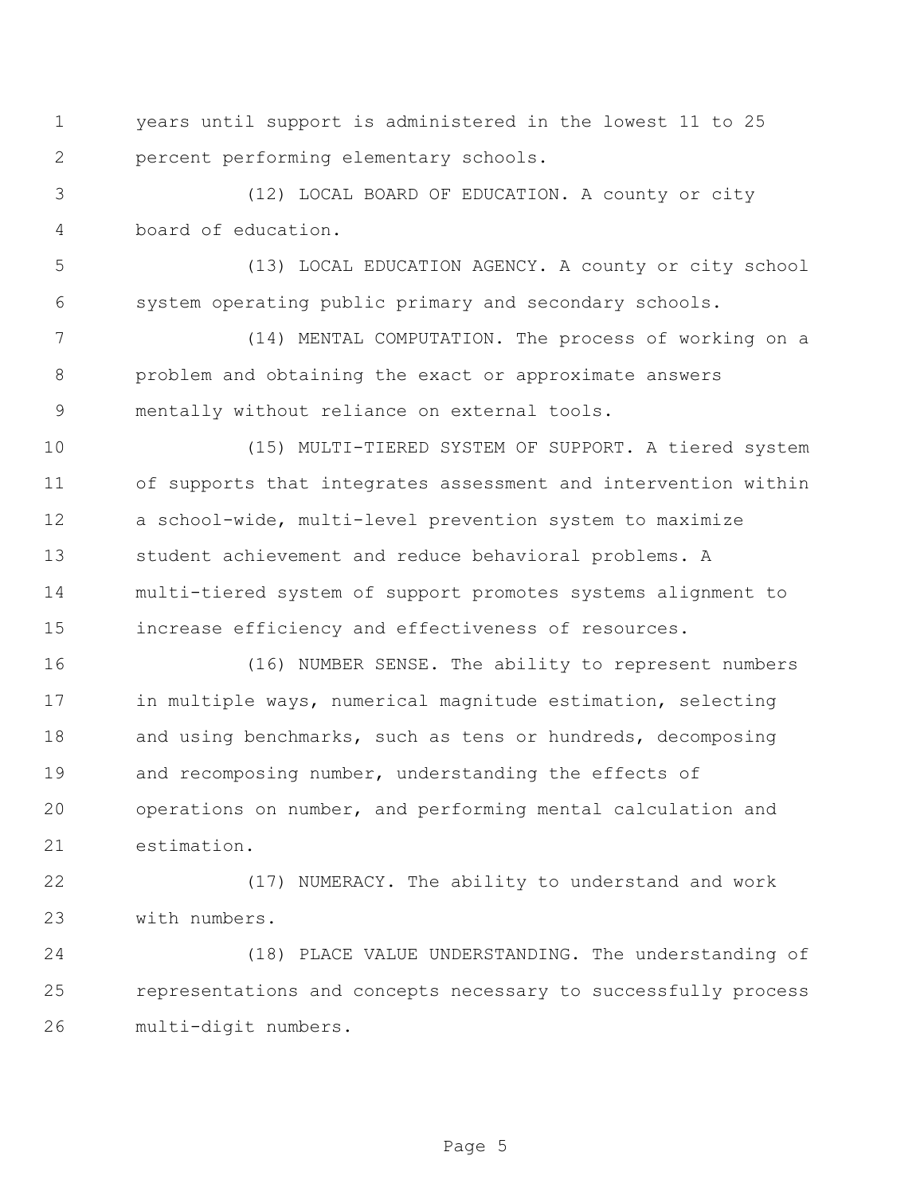years until support is administered in the lowest 11 to 25 percent performing elementary schools.

(12) LOCAL BOARD OF EDUCATION. A county or city board of education.

(13) LOCAL EDUCATION AGENCY. A county or city school system operating public primary and secondary schools.

(14) MENTAL COMPUTATION. The process of working on a problem and obtaining the exact or approximate answers mentally without reliance on external tools.

(15) MULTI-TIERED SYSTEM OF SUPPORT. A tiered system of supports that integrates assessment and intervention within a school-wide, multi-level prevention system to maximize student achievement and reduce behavioral problems. A multi-tiered system of support promotes systems alignment to increase efficiency and effectiveness of resources.

(16) NUMBER SENSE. The ability to represent numbers in multiple ways, numerical magnitude estimation, selecting and using benchmarks, such as tens or hundreds, decomposing and recomposing number, understanding the effects of operations on number, and performing mental calculation and estimation.

(17) NUMERACY. The ability to understand and work with numbers.

(18) PLACE VALUE UNDERSTANDING. The understanding of representations and concepts necessary to successfully process multi-digit numbers.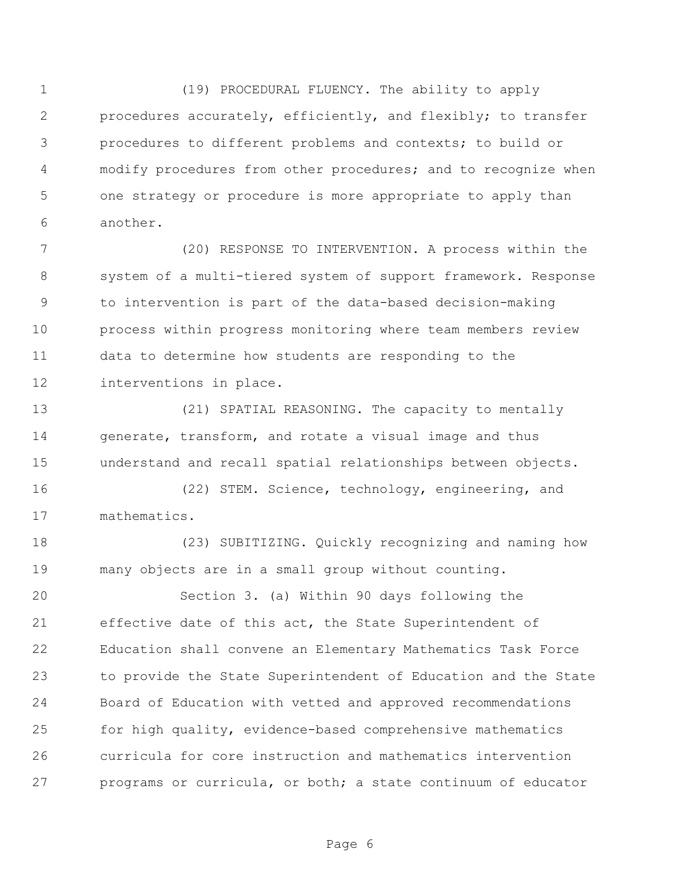(19) PROCEDURAL FLUENCY. The ability to apply procedures accurately, efficiently, and flexibly; to transfer procedures to different problems and contexts; to build or modify procedures from other procedures; and to recognize when one strategy or procedure is more appropriate to apply than another.

(20) RESPONSE TO INTERVENTION. A process within the system of a multi-tiered system of support framework. Response to intervention is part of the data-based decision-making process within progress monitoring where team members review data to determine how students are responding to the interventions in place.

(21) SPATIAL REASONING. The capacity to mentally generate, transform, and rotate a visual image and thus understand and recall spatial relationships between objects.

(22) STEM. Science, technology, engineering, and mathematics.

(23) SUBITIZING. Quickly recognizing and naming how many objects are in a small group without counting.

Section 3. (a) Within 90 days following the effective date of this act, the State Superintendent of Education shall convene an Elementary Mathematics Task Force to provide the State Superintendent of Education and the State Board of Education with vetted and approved recommendations for high quality, evidence-based comprehensive mathematics curricula for core instruction and mathematics intervention programs or curricula, or both; a state continuum of educator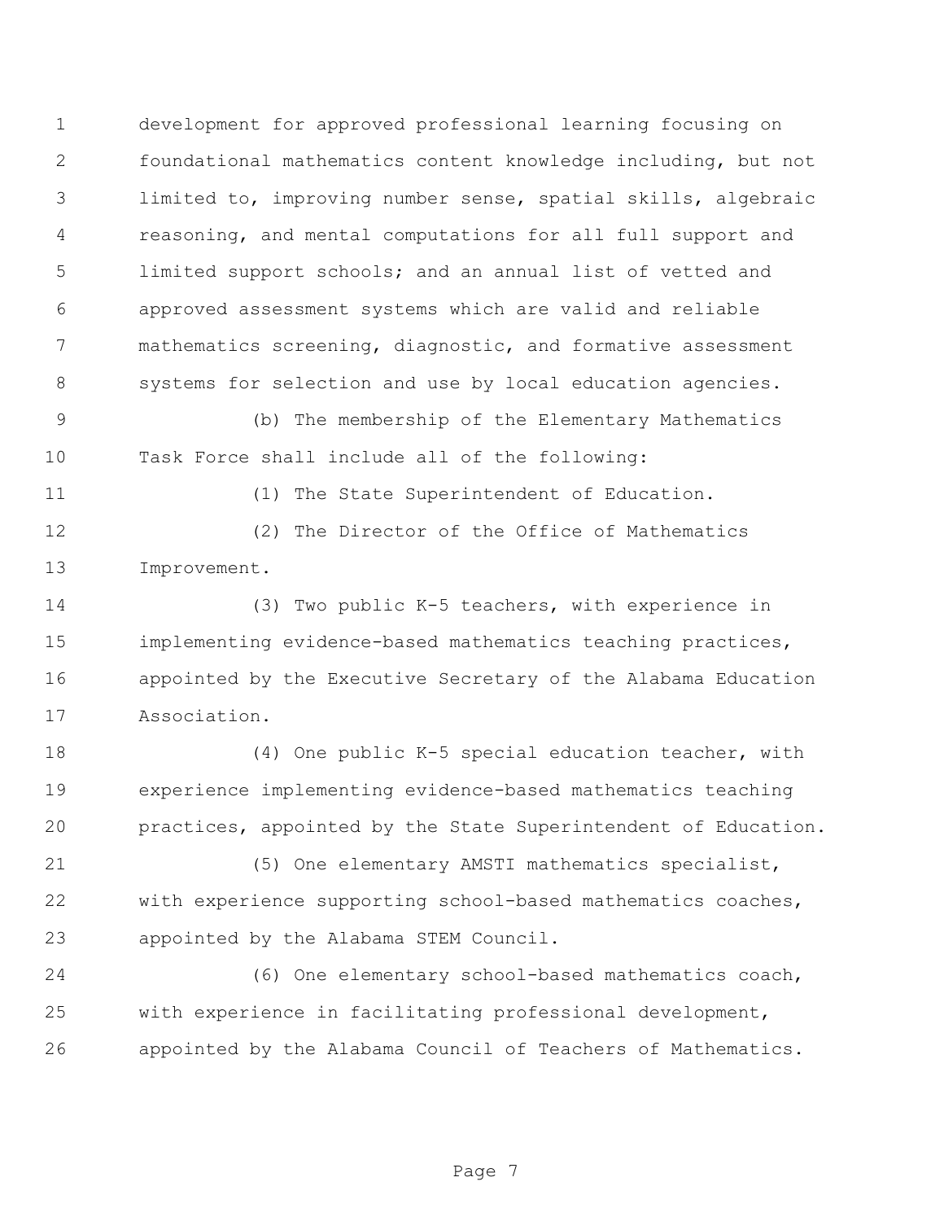development for approved professional learning focusing on foundational mathematics content knowledge including, but not limited to, improving number sense, spatial skills, algebraic reasoning, and mental computations for all full support and limited support schools; and an annual list of vetted and approved assessment systems which are valid and reliable mathematics screening, diagnostic, and formative assessment systems for selection and use by local education agencies.

(b) The membership of the Elementary Mathematics Task Force shall include all of the following:

(1) The State Superintendent of Education.

(2) The Director of the Office of Mathematics Improvement.

(3) Two public K-5 teachers, with experience in implementing evidence-based mathematics teaching practices, appointed by the Executive Secretary of the Alabama Education Association.

(4) One public K-5 special education teacher, with experience implementing evidence-based mathematics teaching practices, appointed by the State Superintendent of Education.

(5) One elementary AMSTI mathematics specialist, with experience supporting school-based mathematics coaches, appointed by the Alabama STEM Council.

(6) One elementary school-based mathematics coach, with experience in facilitating professional development, appointed by the Alabama Council of Teachers of Mathematics.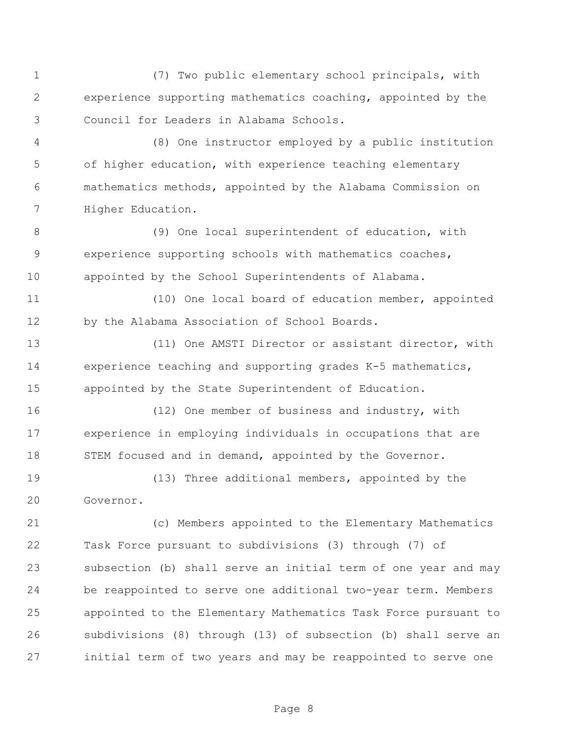(7) Two public elementary school principals, with experience supporting mathematics coaching, appointed by the Council for Leaders in Alabama Schools.

(8) One instructor employed by a public institution of higher education, with experience teaching elementary mathematics methods, appointed by the Alabama Commission on Higher Education.

(9) One local superintendent of education, with experience supporting schools with mathematics coaches, appointed by the School Superintendents of Alabama.

(10) One local board of education member, appointed by the Alabama Association of School Boards.

(11) One AMSTI Director or assistant director, with experience teaching and supporting grades K-5 mathematics, appointed by the State Superintendent of Education.

(12) One member of business and industry, with experience in employing individuals in occupations that are STEM focused and in demand, appointed by the Governor.

(13) Three additional members, appointed by the Governor.

(c) Members appointed to the Elementary Mathematics Task Force pursuant to subdivisions (3) through (7) of subsection (b) shall serve an initial term of one year and may be reappointed to serve one additional two-year term. Members appointed to the Elementary Mathematics Task Force pursuant to subdivisions (8) through (13) of subsection (b) shall serve an initial term of two years and may be reappointed to serve one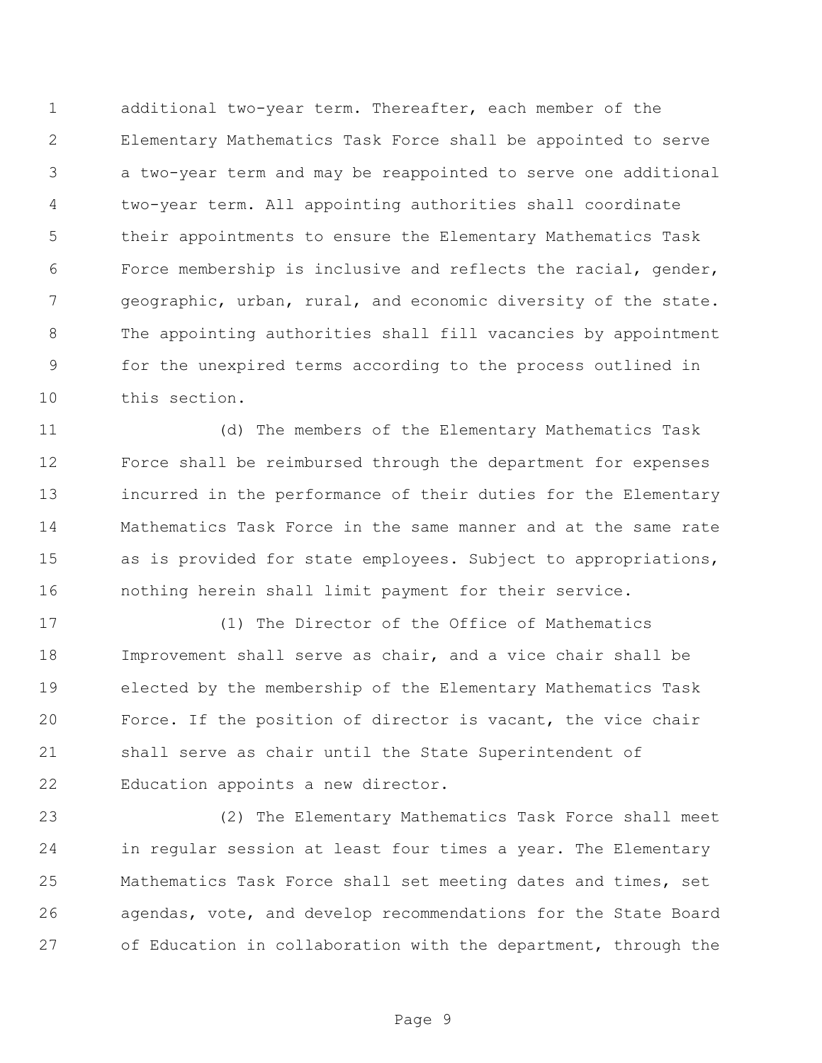additional two-year term. Thereafter, each member of the Elementary Mathematics Task Force shall be appointed to serve a two-year term and may be reappointed to serve one additional two-year term. All appointing authorities shall coordinate their appointments to ensure the Elementary Mathematics Task Force membership is inclusive and reflects the racial, gender, geographic, urban, rural, and economic diversity of the state. The appointing authorities shall fill vacancies by appointment for the unexpired terms according to the process outlined in this section.

(d) The members of the Elementary Mathematics Task Force shall be reimbursed through the department for expenses incurred in the performance of their duties for the Elementary Mathematics Task Force in the same manner and at the same rate as is provided for state employees. Subject to appropriations, nothing herein shall limit payment for their service.

(1) The Director of the Office of Mathematics Improvement shall serve as chair, and a vice chair shall be elected by the membership of the Elementary Mathematics Task Force. If the position of director is vacant, the vice chair shall serve as chair until the State Superintendent of Education appoints a new director.

(2) The Elementary Mathematics Task Force shall meet in regular session at least four times a year. The Elementary Mathematics Task Force shall set meeting dates and times, set agendas, vote, and develop recommendations for the State Board of Education in collaboration with the department, through the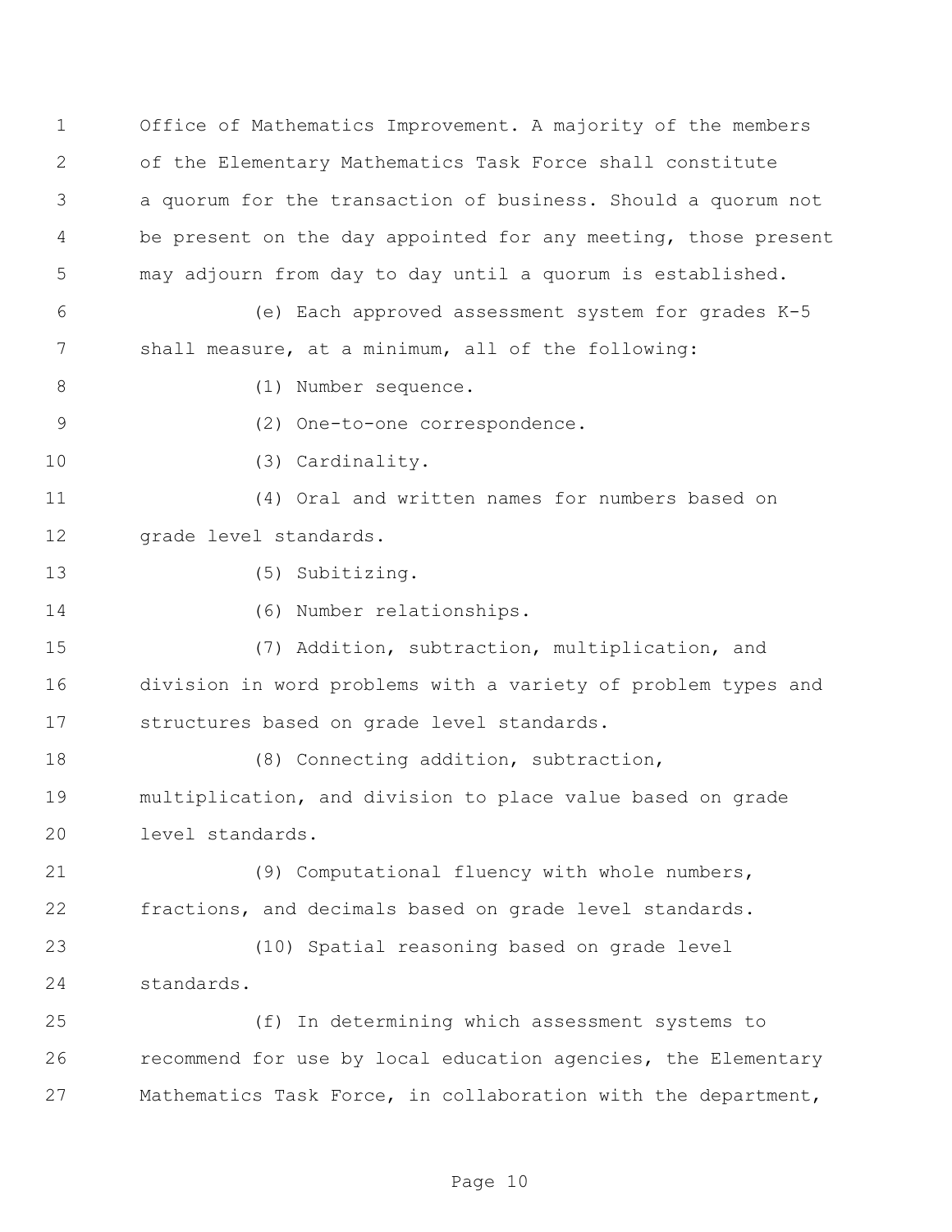Office of Mathematics Improvement. A majority of the members of the Elementary Mathematics Task Force shall constitute a quorum for the transaction of business. Should a quorum not be present on the day appointed for any meeting, those present may adjourn from day to day until a quorum is established.

(e) Each approved assessment system for grades K-5 shall measure, at a minimum, all of the following:

(1) Number sequence.

(2) One-to-one correspondence.

(3) Cardinality.

(4) Oral and written names for numbers based on grade level standards.

(5) Subitizing.

(6) Number relationships.

(7) Addition, subtraction, multiplication, and division in word problems with a variety of problem types and structures based on grade level standards.

(8) Connecting addition, subtraction, multiplication, and division to place value based on grade level standards.

(9) Computational fluency with whole numbers, fractions, and decimals based on grade level standards.

(10) Spatial reasoning based on grade level standards.

(f) In determining which assessment systems to recommend for use by local education agencies, the Elementary Mathematics Task Force, in collaboration with the department,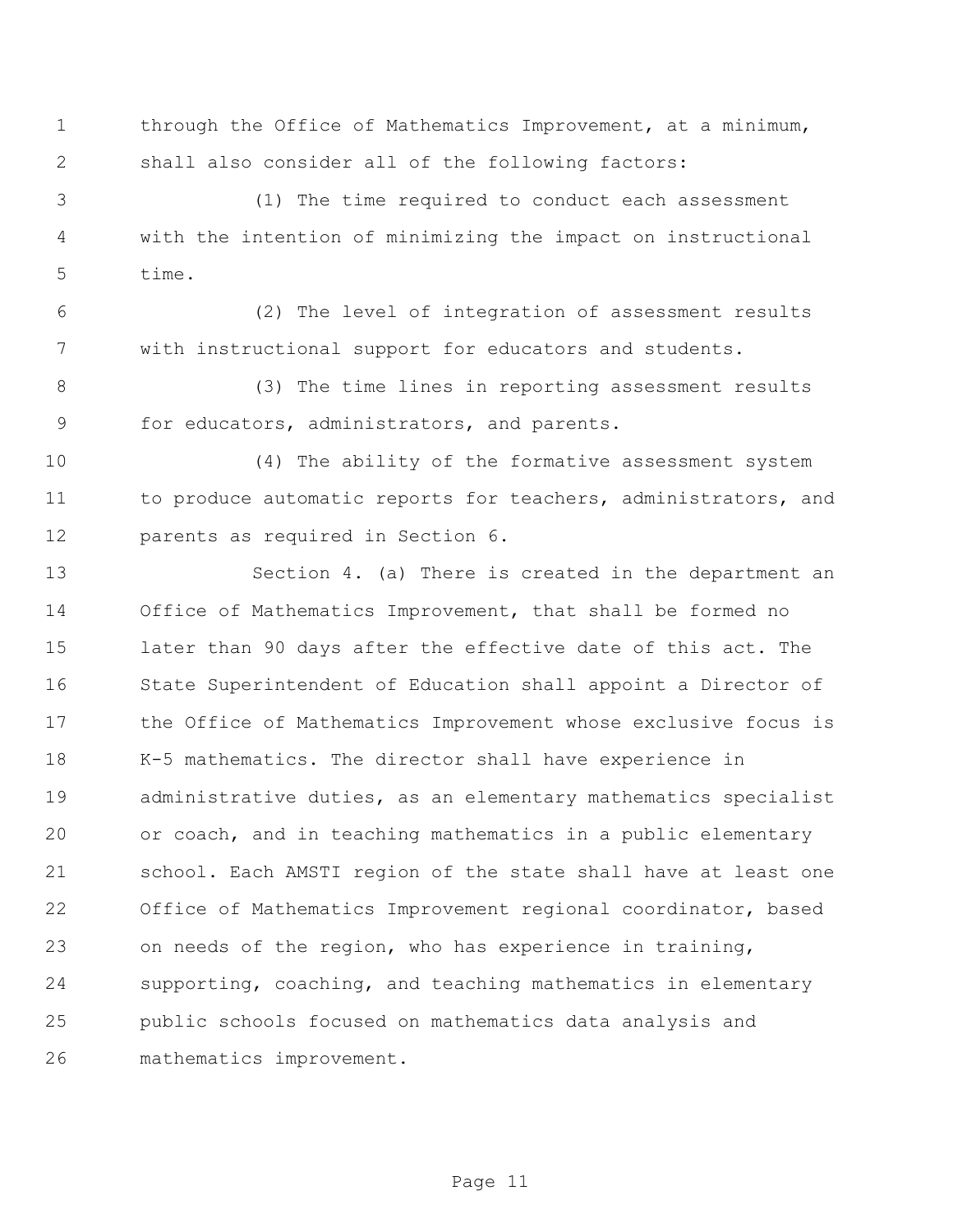through the Office of Mathematics Improvement, at a minimum, shall also consider all of the following factors:

(1) The time required to conduct each assessment with the intention of minimizing the impact on instructional time.

(2) The level of integration of assessment results with instructional support for educators and students.

(3) The time lines in reporting assessment results for educators, administrators, and parents.

(4) The ability of the formative assessment system to produce automatic reports for teachers, administrators, and parents as required in Section 6.

Section 4. (a) There is created in the department an Office of Mathematics Improvement, that shall be formed no later than 90 days after the effective date of this act. The State Superintendent of Education shall appoint a Director of the Office of Mathematics Improvement whose exclusive focus is K-5 mathematics. The director shall have experience in administrative duties, as an elementary mathematics specialist or coach, and in teaching mathematics in a public elementary school. Each AMSTI region of the state shall have at least one Office of Mathematics Improvement regional coordinator, based on needs of the region, who has experience in training, supporting, coaching, and teaching mathematics in elementary public schools focused on mathematics data analysis and mathematics improvement.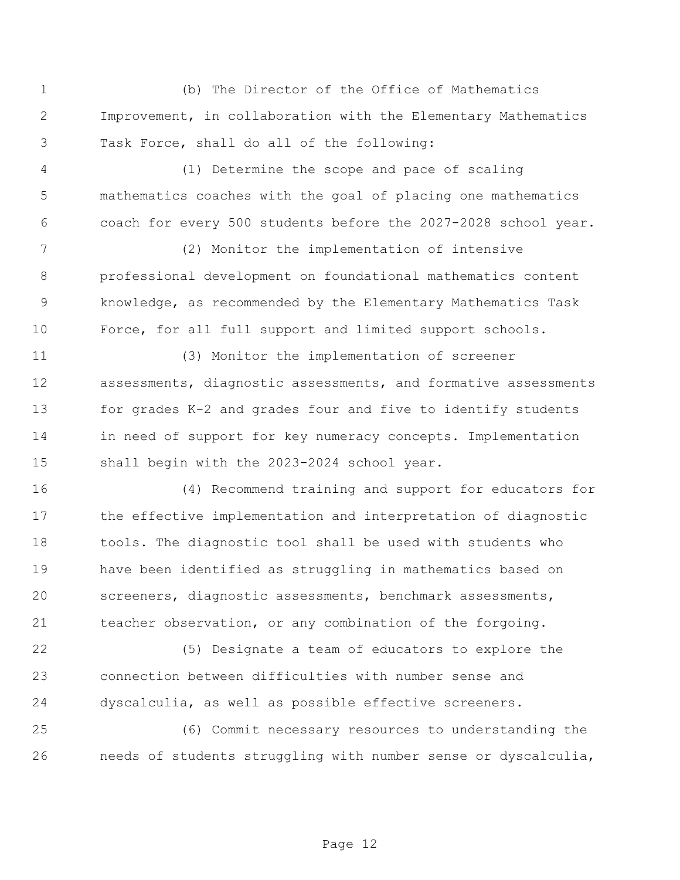(b) The Director of the Office of Mathematics Improvement, in collaboration with the Elementary Mathematics Task Force, shall do all of the following:

(1) Determine the scope and pace of scaling mathematics coaches with the goal of placing one mathematics coach for every 500 students before the 2027-2028 school year.

(2) Monitor the implementation of intensive professional development on foundational mathematics content knowledge, as recommended by the Elementary Mathematics Task Force, for all full support and limited support schools.

(3) Monitor the implementation of screener assessments, diagnostic assessments, and formative assessments for grades K-2 and grades four and five to identify students in need of support for key numeracy concepts. Implementation shall begin with the 2023-2024 school year.

(4) Recommend training and support for educators for the effective implementation and interpretation of diagnostic tools. The diagnostic tool shall be used with students who have been identified as struggling in mathematics based on screeners, diagnostic assessments, benchmark assessments, teacher observation, or any combination of the forgoing.

(5) Designate a team of educators to explore the connection between difficulties with number sense and dyscalculia, as well as possible effective screeners.

(6) Commit necessary resources to understanding the needs of students struggling with number sense or dyscalculia,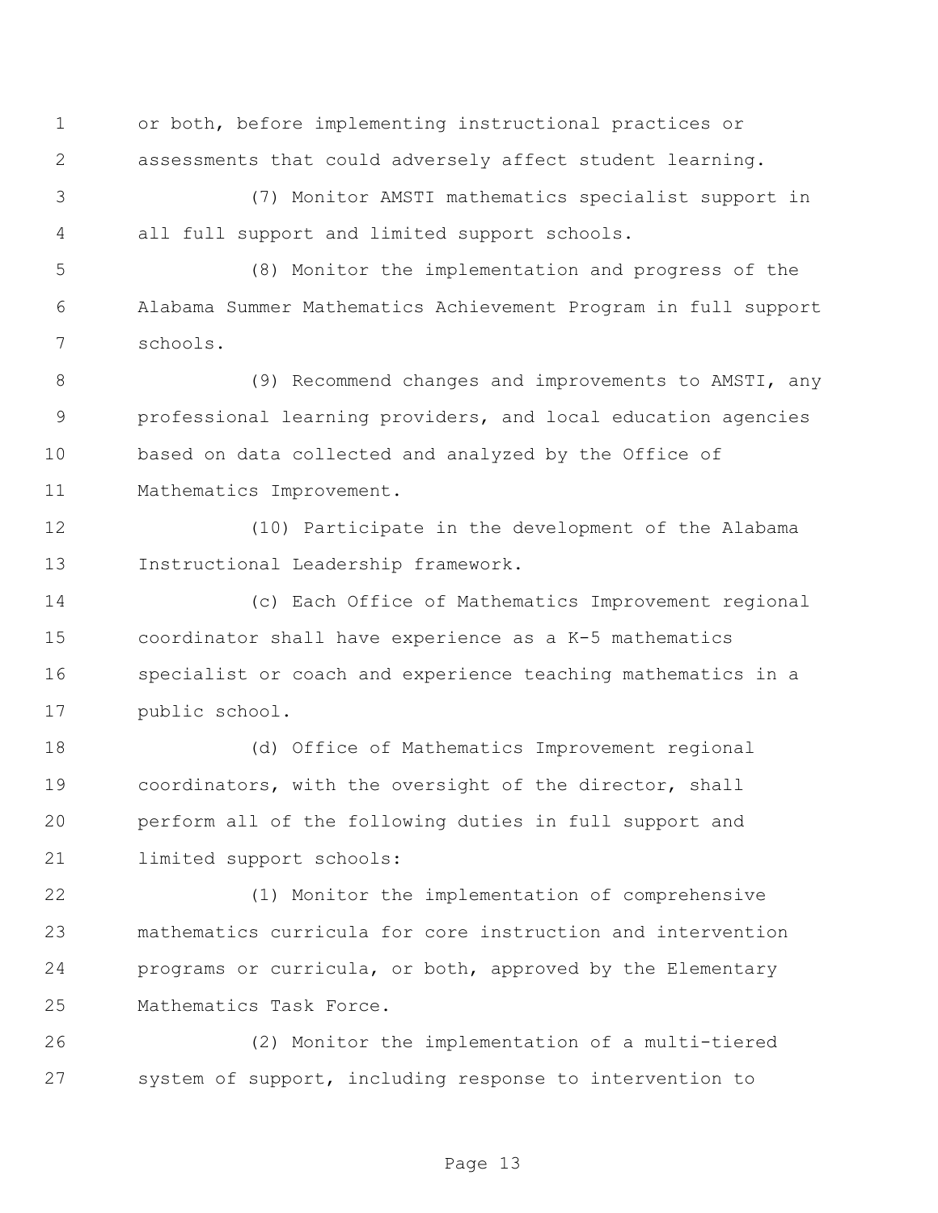or both, before implementing instructional practices or assessments that could adversely affect student learning.

(7) Monitor AMSTI mathematics specialist support in all full support and limited support schools.

(8) Monitor the implementation and progress of the Alabama Summer Mathematics Achievement Program in full support schools.

(9) Recommend changes and improvements to AMSTI, any professional learning providers, and local education agencies based on data collected and analyzed by the Office of Mathematics Improvement.

(10) Participate in the development of the Alabama Instructional Leadership framework.

(c) Each Office of Mathematics Improvement regional coordinator shall have experience as a K-5 mathematics specialist or coach and experience teaching mathematics in a public school.

(d) Office of Mathematics Improvement regional coordinators, with the oversight of the director, shall perform all of the following duties in full support and limited support schools:

(1) Monitor the implementation of comprehensive mathematics curricula for core instruction and intervention programs or curricula, or both, approved by the Elementary Mathematics Task Force.

(2) Monitor the implementation of a multi-tiered system of support, including response to intervention to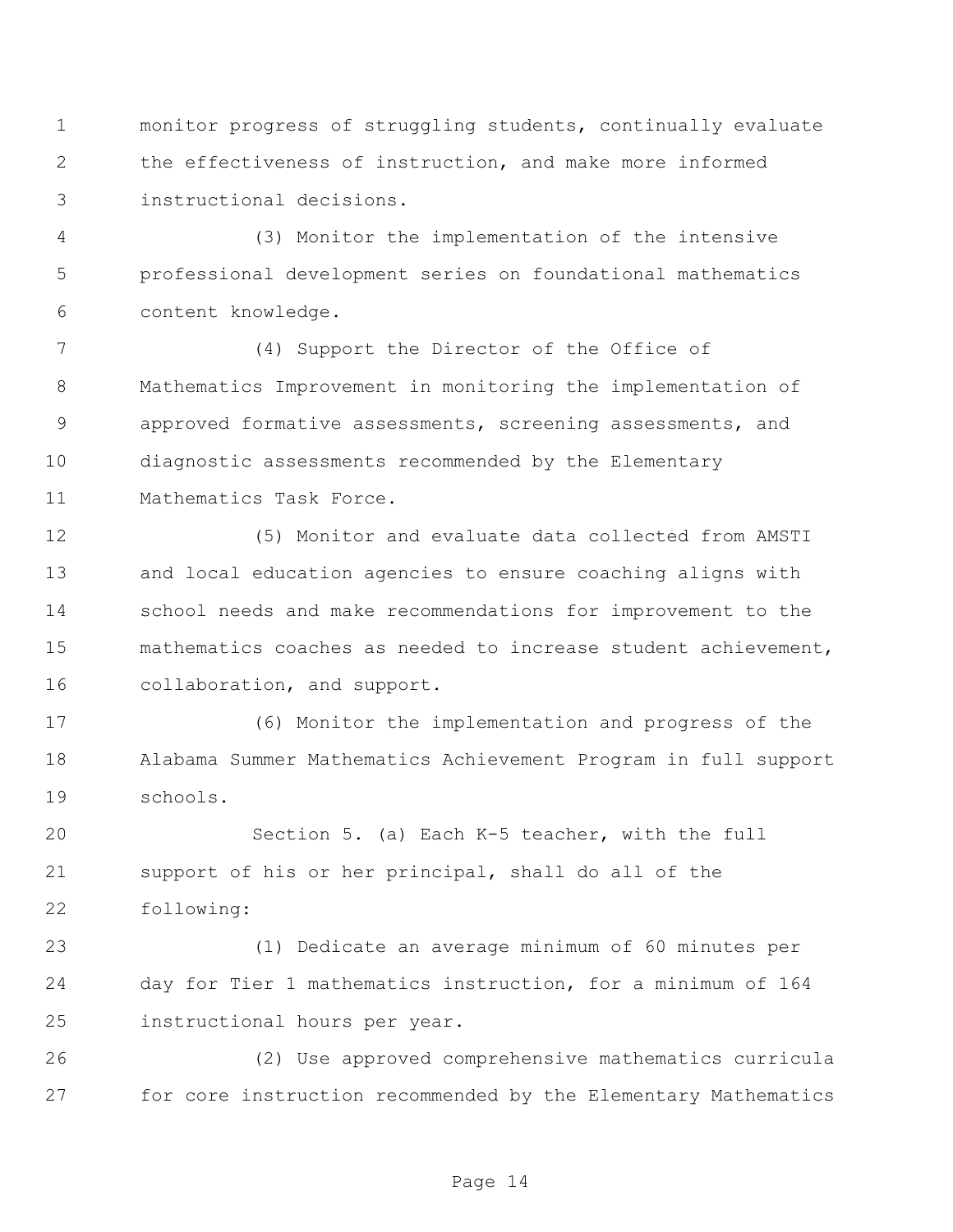monitor progress of struggling students, continually evaluate the effectiveness of instruction, and make more informed instructional decisions.

(3) Monitor the implementation of the intensive professional development series on foundational mathematics content knowledge.

(4) Support the Director of the Office of Mathematics Improvement in monitoring the implementation of approved formative assessments, screening assessments, and diagnostic assessments recommended by the Elementary Mathematics Task Force.

(5) Monitor and evaluate data collected from AMSTI and local education agencies to ensure coaching aligns with school needs and make recommendations for improvement to the mathematics coaches as needed to increase student achievement, collaboration, and support.

(6) Monitor the implementation and progress of the Alabama Summer Mathematics Achievement Program in full support schools.

Section 5. (a) Each K-5 teacher, with the full support of his or her principal, shall do all of the following:

(1) Dedicate an average minimum of 60 minutes per day for Tier 1 mathematics instruction, for a minimum of 164 instructional hours per year.

(2) Use approved comprehensive mathematics curricula for core instruction recommended by the Elementary Mathematics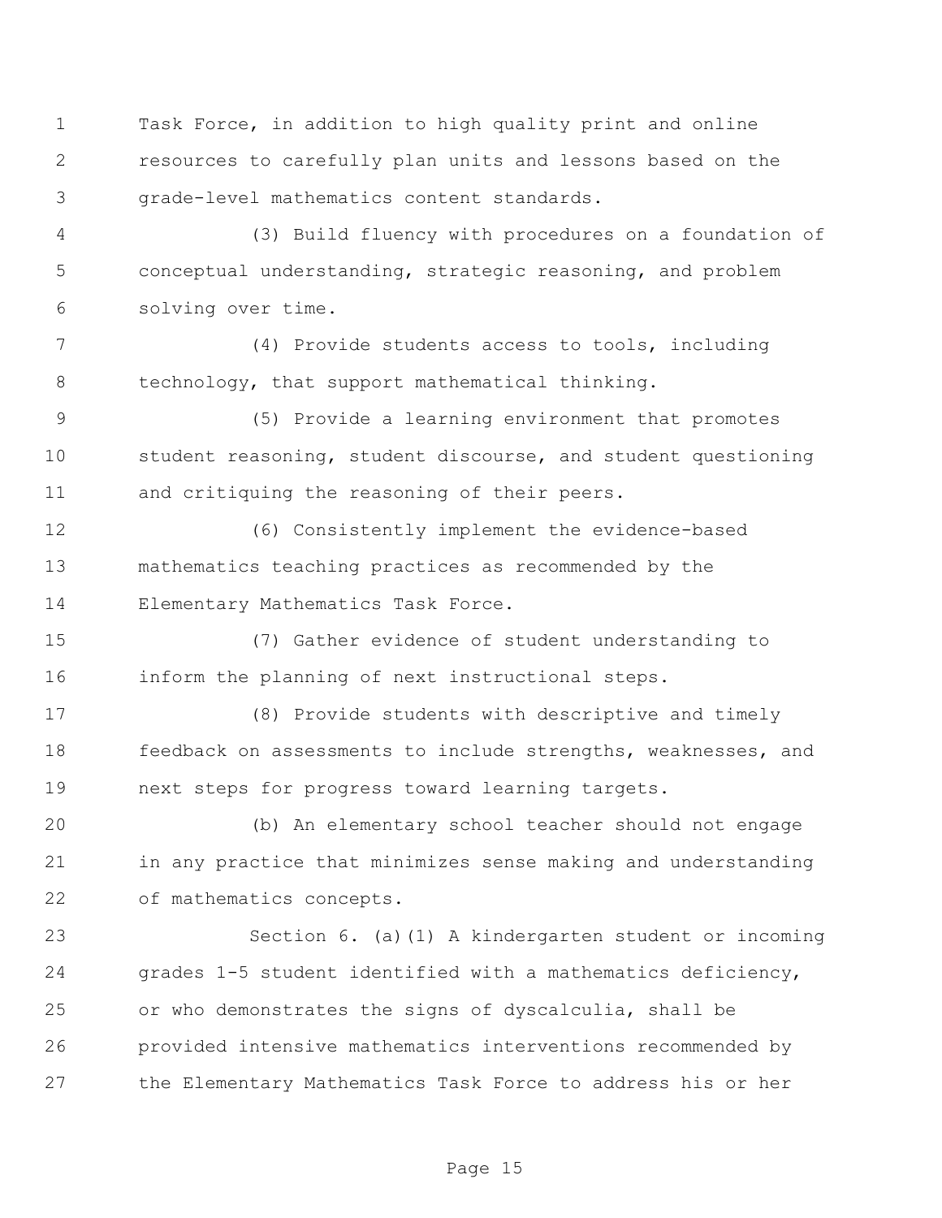Task Force, in addition to high quality print and online resources to carefully plan units and lessons based on the grade-level mathematics content standards.

(3) Build fluency with procedures on a foundation of conceptual understanding, strategic reasoning, and problem solving over time.

(4) Provide students access to tools, including technology, that support mathematical thinking.

(5) Provide a learning environment that promotes student reasoning, student discourse, and student questioning and critiquing the reasoning of their peers.

(6) Consistently implement the evidence-based mathematics teaching practices as recommended by the Elementary Mathematics Task Force.

(7) Gather evidence of student understanding to inform the planning of next instructional steps.

(8) Provide students with descriptive and timely feedback on assessments to include strengths, weaknesses, and next steps for progress toward learning targets.

(b) An elementary school teacher should not engage in any practice that minimizes sense making and understanding of mathematics concepts.

Section 6. (a)(1) A kindergarten student or incoming grades 1-5 student identified with a mathematics deficiency, or who demonstrates the signs of dyscalculia, shall be provided intensive mathematics interventions recommended by the Elementary Mathematics Task Force to address his or her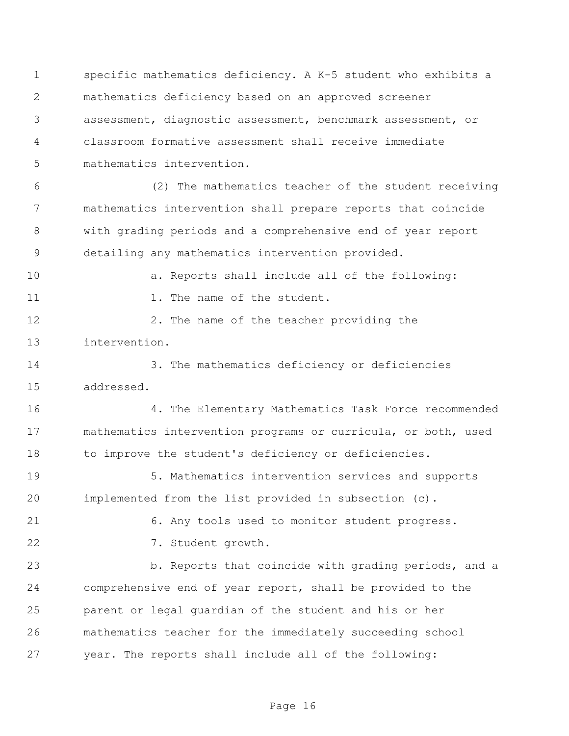specific mathematics deficiency. A K-5 student who exhibits a mathematics deficiency based on an approved screener assessment, diagnostic assessment, benchmark assessment, or classroom formative assessment shall receive immediate mathematics intervention.

(2) The mathematics teacher of the student receiving mathematics intervention shall prepare reports that coincide with grading periods and a comprehensive end of year report detailing any mathematics intervention provided.

a. Reports shall include all of the following:

1. The name of the student.

2. The name of the teacher providing the intervention.

3. The mathematics deficiency or deficiencies addressed.

4. The Elementary Mathematics Task Force recommended mathematics intervention programs or curricula, or both, used to improve the student's deficiency or deficiencies.

5. Mathematics intervention services and supports implemented from the list provided in subsection (c).

6. Any tools used to monitor student progress.

7. Student growth.

b. Reports that coincide with grading periods, and a comprehensive end of year report, shall be provided to the parent or legal guardian of the student and his or her mathematics teacher for the immediately succeeding school year. The reports shall include all of the following: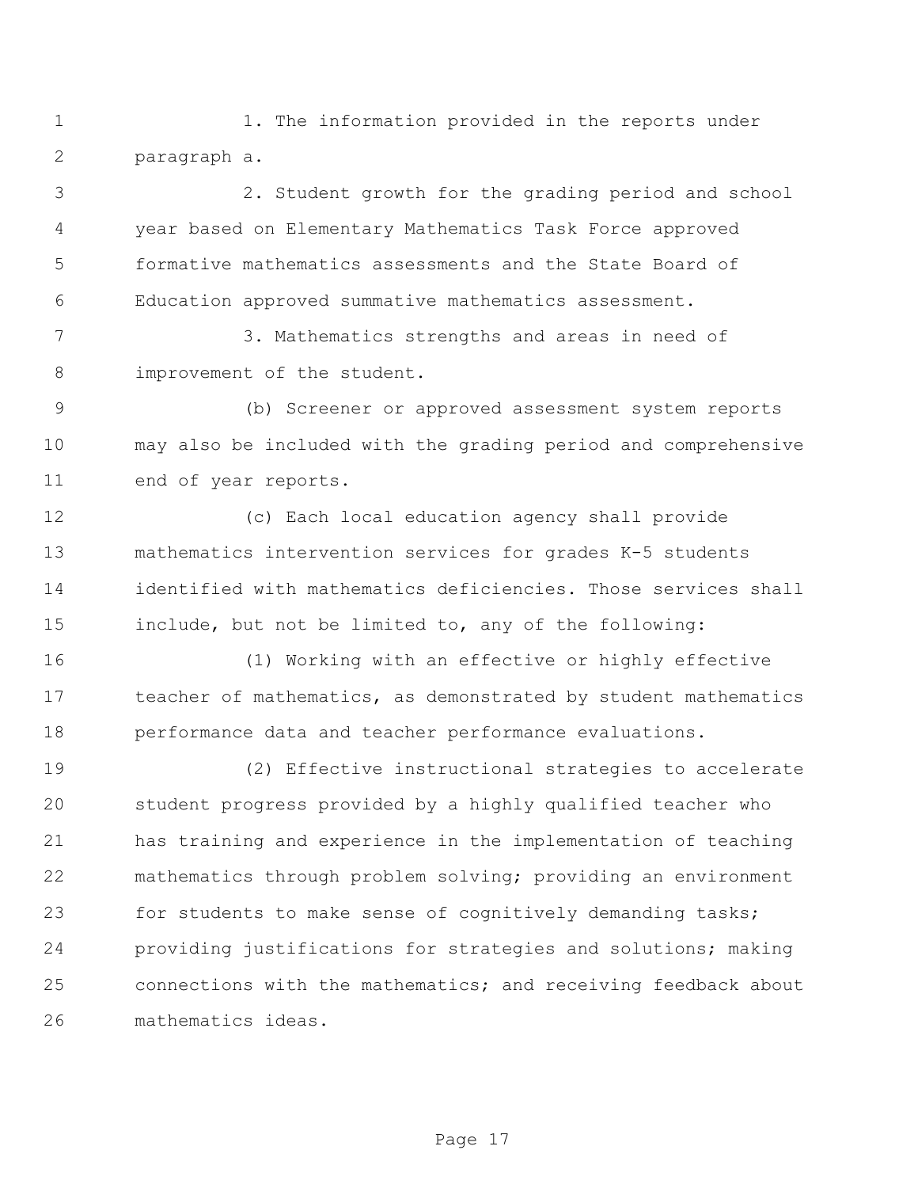1. The information provided in the reports under paragraph a.

2. Student growth for the grading period and school year based on Elementary Mathematics Task Force approved formative mathematics assessments and the State Board of Education approved summative mathematics assessment.

3. Mathematics strengths and areas in need of improvement of the student.

(b) Screener or approved assessment system reports may also be included with the grading period and comprehensive end of year reports.

(c) Each local education agency shall provide mathematics intervention services for grades K-5 students identified with mathematics deficiencies. Those services shall include, but not be limited to, any of the following:

(1) Working with an effective or highly effective teacher of mathematics, as demonstrated by student mathematics performance data and teacher performance evaluations.

(2) Effective instructional strategies to accelerate student progress provided by a highly qualified teacher who has training and experience in the implementation of teaching mathematics through problem solving; providing an environment for students to make sense of cognitively demanding tasks; providing justifications for strategies and solutions; making connections with the mathematics; and receiving feedback about mathematics ideas.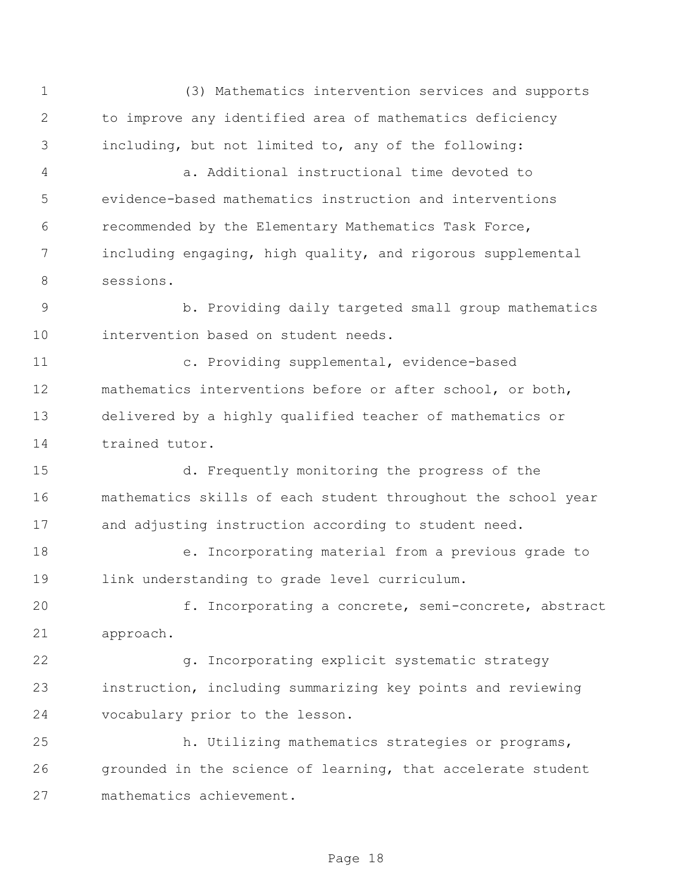(3) Mathematics intervention services and supports to improve any identified area of mathematics deficiency including, but not limited to, any of the following:

a. Additional instructional time devoted to evidence-based mathematics instruction and interventions recommended by the Elementary Mathematics Task Force, including engaging, high quality, and rigorous supplemental sessions.

b. Providing daily targeted small group mathematics intervention based on student needs.

c. Providing supplemental, evidence-based mathematics interventions before or after school, or both, delivered by a highly qualified teacher of mathematics or trained tutor.

d. Frequently monitoring the progress of the mathematics skills of each student throughout the school year and adjusting instruction according to student need.

e. Incorporating material from a previous grade to link understanding to grade level curriculum.

f. Incorporating a concrete, semi-concrete, abstract approach.

g. Incorporating explicit systematic strategy instruction, including summarizing key points and reviewing vocabulary prior to the lesson.

h. Utilizing mathematics strategies or programs, grounded in the science of learning, that accelerate student mathematics achievement.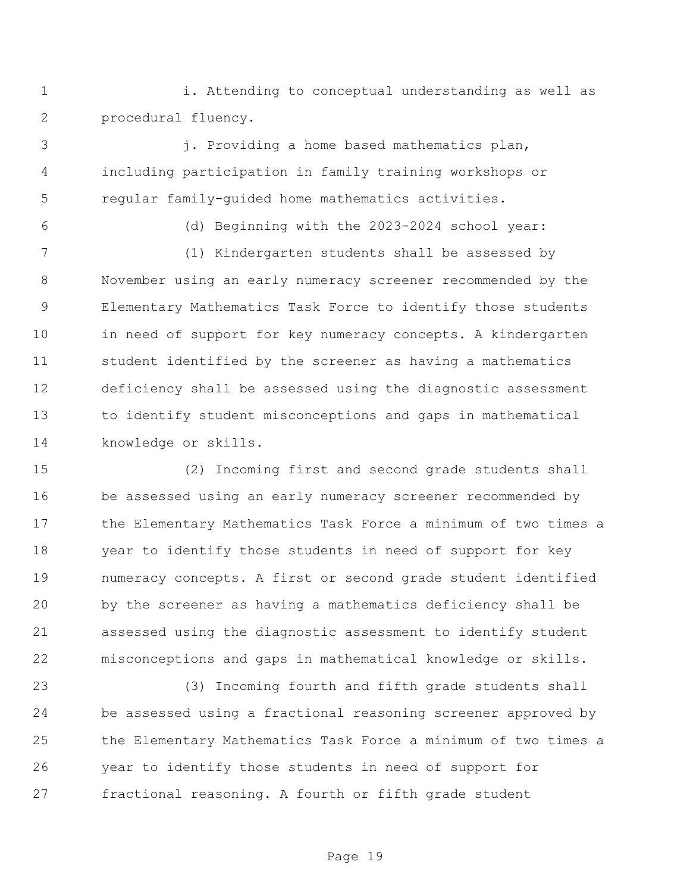i. Attending to conceptual understanding as well as procedural fluency.

j. Providing a home based mathematics plan, including participation in family training workshops or regular family-guided home mathematics activities.

(d) Beginning with the 2023-2024 school year:

(1) Kindergarten students shall be assessed by November using an early numeracy screener recommended by the Elementary Mathematics Task Force to identify those students in need of support for key numeracy concepts. A kindergarten student identified by the screener as having a mathematics deficiency shall be assessed using the diagnostic assessment to identify student misconceptions and gaps in mathematical knowledge or skills.

(2) Incoming first and second grade students shall be assessed using an early numeracy screener recommended by the Elementary Mathematics Task Force a minimum of two times a year to identify those students in need of support for key numeracy concepts. A first or second grade student identified by the screener as having a mathematics deficiency shall be assessed using the diagnostic assessment to identify student misconceptions and gaps in mathematical knowledge or skills.

(3) Incoming fourth and fifth grade students shall be assessed using a fractional reasoning screener approved by the Elementary Mathematics Task Force a minimum of two times a year to identify those students in need of support for fractional reasoning. A fourth or fifth grade student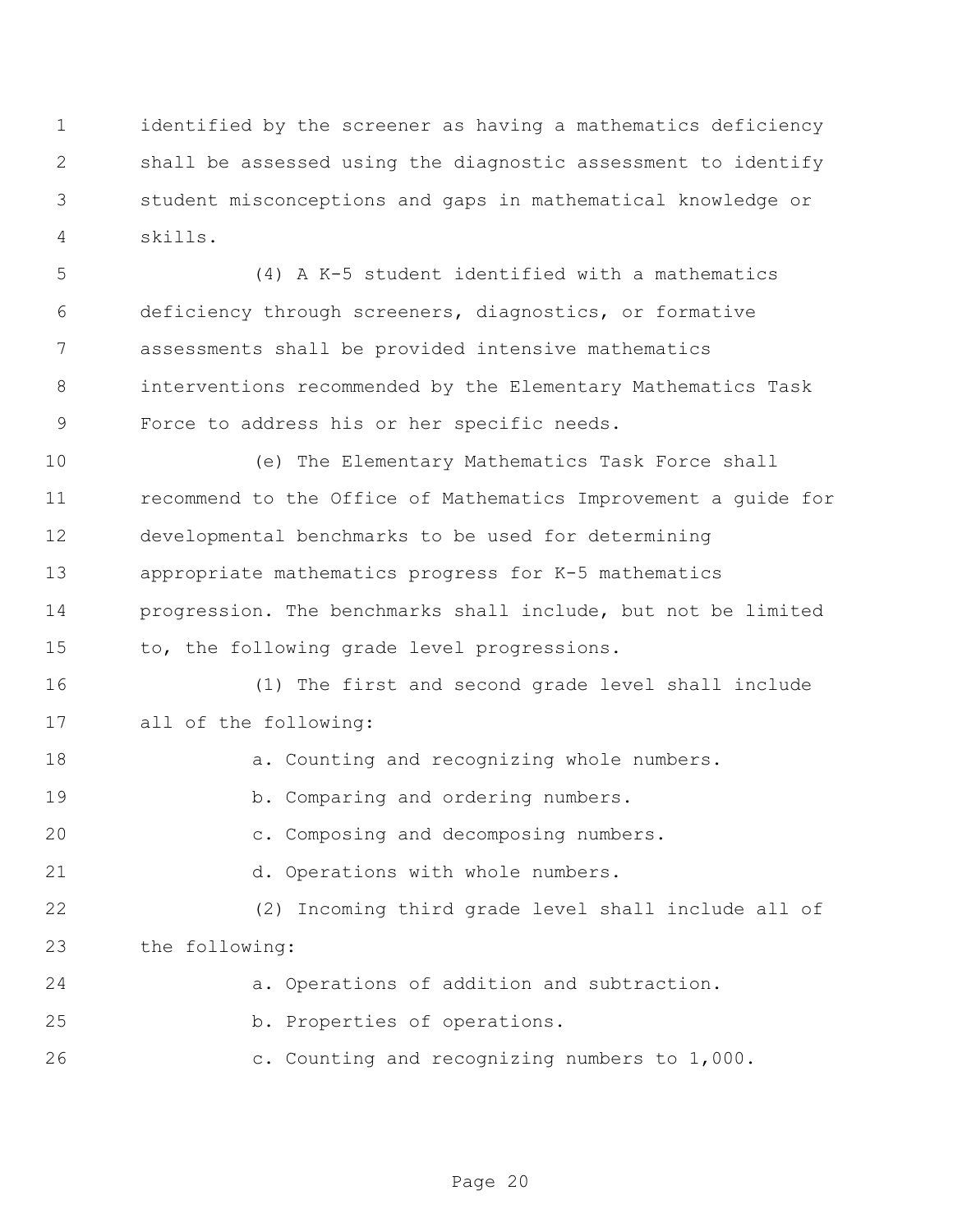identified by the screener as having a mathematics deficiency shall be assessed using the diagnostic assessment to identify student misconceptions and gaps in mathematical knowledge or skills.

(4) A K-5 student identified with a mathematics deficiency through screeners, diagnostics, or formative assessments shall be provided intensive mathematics interventions recommended by the Elementary Mathematics Task Force to address his or her specific needs.

(e) The Elementary Mathematics Task Force shall recommend to the Office of Mathematics Improvement a guide for developmental benchmarks to be used for determining appropriate mathematics progress for K-5 mathematics progression. The benchmarks shall include, but not be limited to, the following grade level progressions.

(1) The first and second grade level shall include all of the following:

a. Counting and recognizing whole numbers.

b. Comparing and ordering numbers.

c. Composing and decomposing numbers.

d. Operations with whole numbers.

(2) Incoming third grade level shall include all of the following:

a. Operations of addition and subtraction.

b. Properties of operations.

c. Counting and recognizing numbers to 1,000.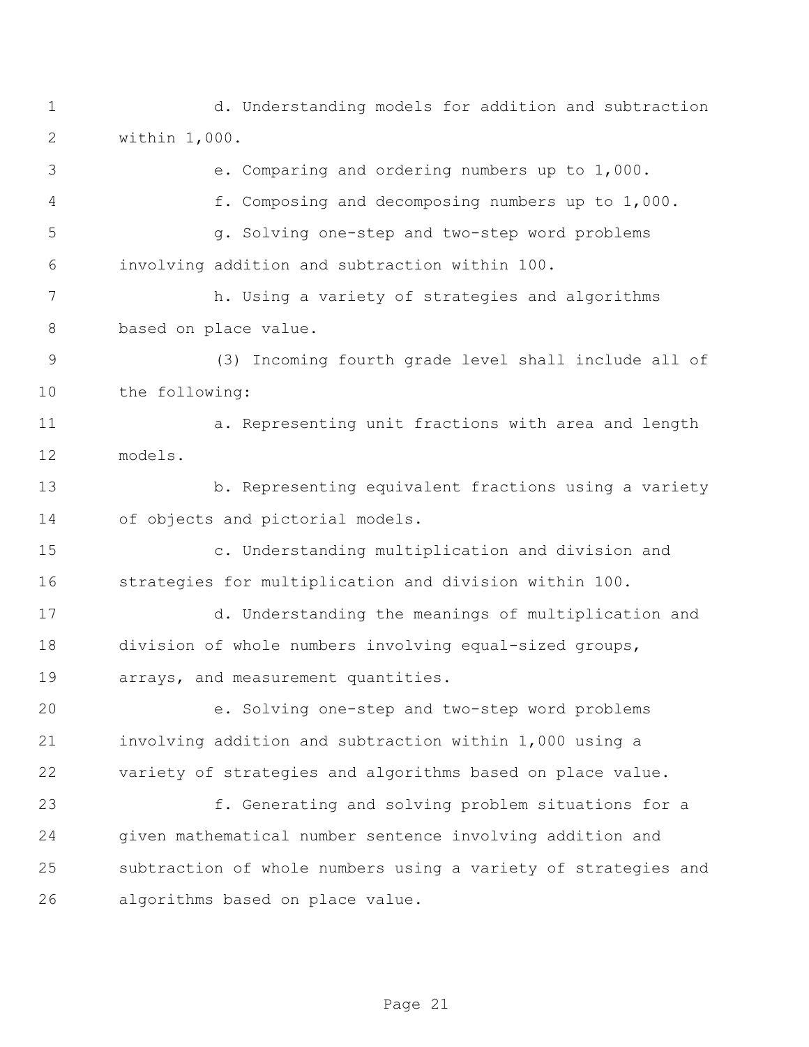d. Understanding models for addition and subtraction within 1,000.

e. Comparing and ordering numbers up to 1,000.

f. Composing and decomposing numbers up to 1,000.

g. Solving one-step and two-step word problems involving addition and subtraction within 100.

h. Using a variety of strategies and algorithms based on place value.

(3) Incoming fourth grade level shall include all of the following:

a. Representing unit fractions with area and length models.

b. Representing equivalent fractions using a variety of objects and pictorial models.

c. Understanding multiplication and division and strategies for multiplication and division within 100.

d. Understanding the meanings of multiplication and division of whole numbers involving equal-sized groups, arrays, and measurement quantities.

e. Solving one-step and two-step word problems involving addition and subtraction within 1,000 using a variety of strategies and algorithms based on place value.

f. Generating and solving problem situations for a given mathematical number sentence involving addition and subtraction of whole numbers using a variety of strategies and algorithms based on place value.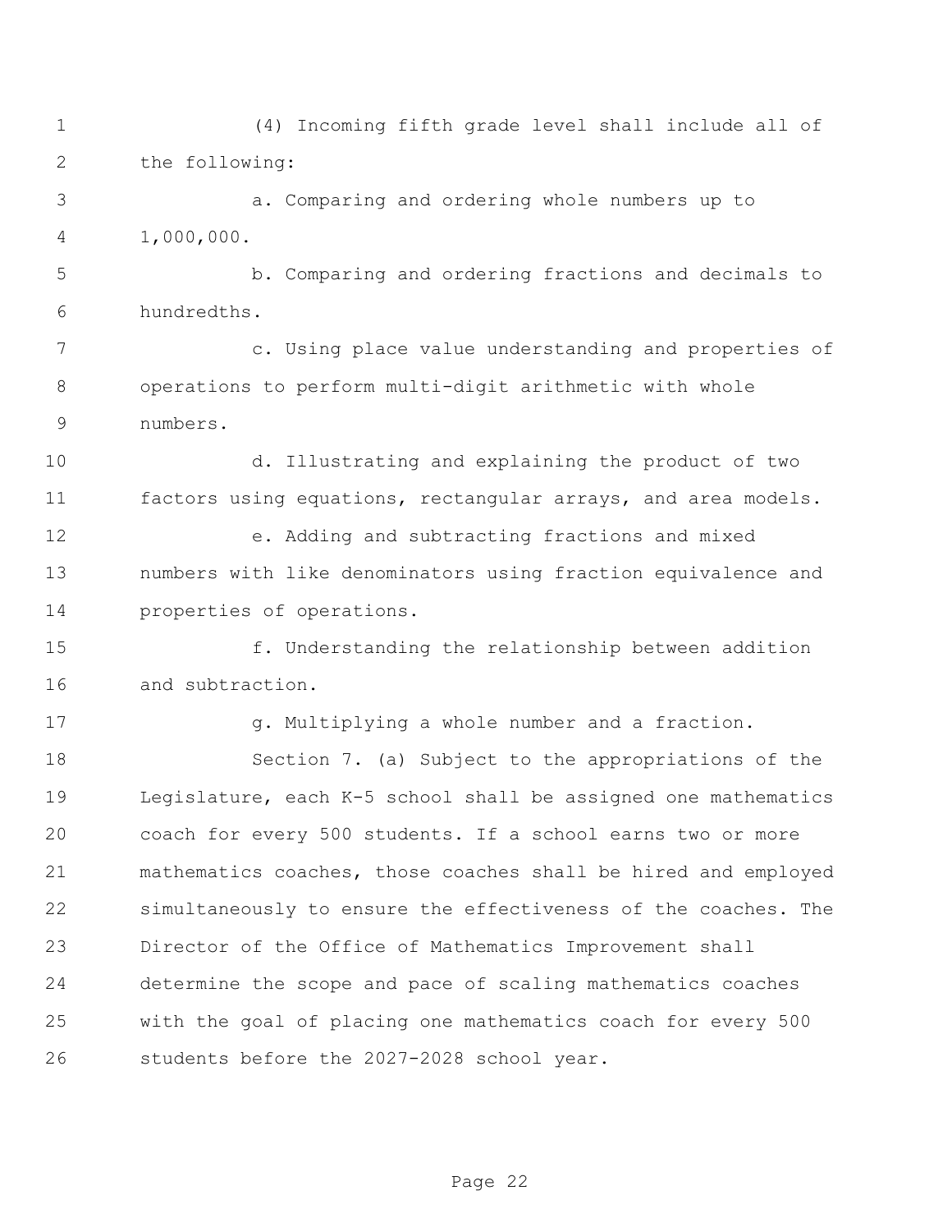(4) Incoming fifth grade level shall include all of the following:

a. Comparing and ordering whole numbers up to 1,000,000.

b. Comparing and ordering fractions and decimals to hundredths.

c. Using place value understanding and properties of operations to perform multi-digit arithmetic with whole numbers.

d. Illustrating and explaining the product of two factors using equations, rectangular arrays, and area models.

e. Adding and subtracting fractions and mixed numbers with like denominators using fraction equivalence and properties of operations.

f. Understanding the relationship between addition and subtraction.

g. Multiplying a whole number and a fraction.

Section 7. (a) Subject to the appropriations of the Legislature, each K-5 school shall be assigned one mathematics coach for every 500 students. If a school earns two or more mathematics coaches, those coaches shall be hired and employed simultaneously to ensure the effectiveness of the coaches. The Director of the Office of Mathematics Improvement shall determine the scope and pace of scaling mathematics coaches with the goal of placing one mathematics coach for every 500 students before the 2027-2028 school year.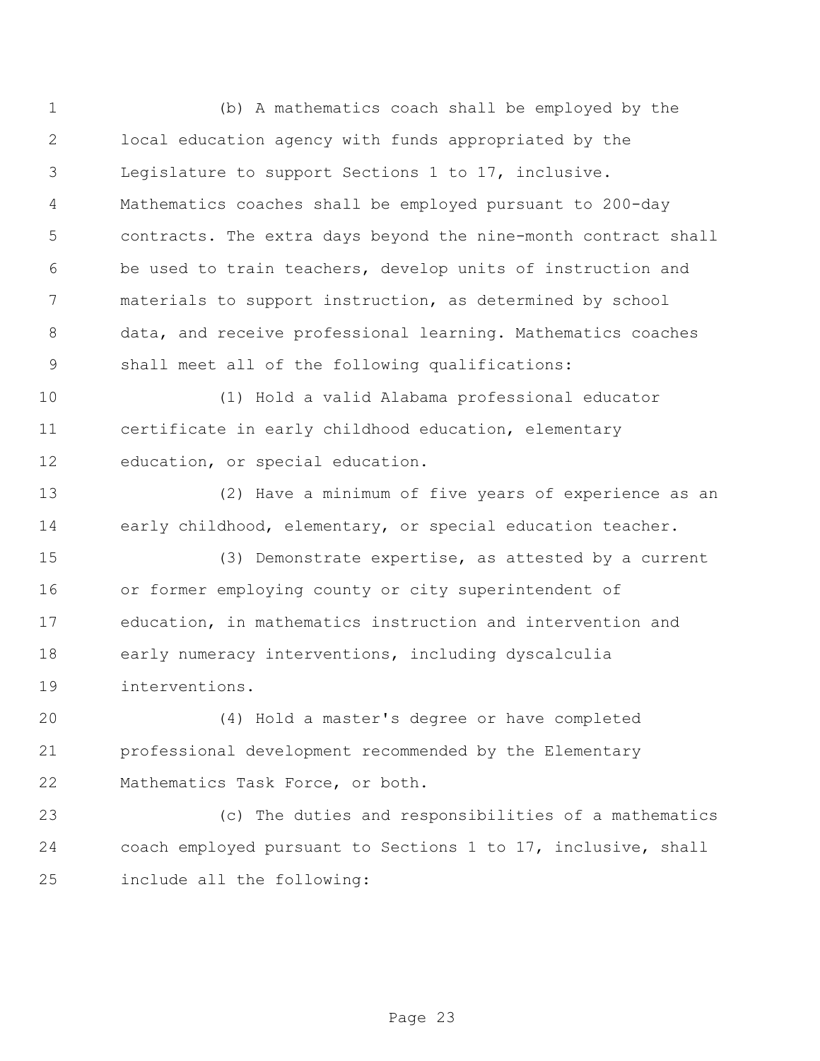(b) A mathematics coach shall be employed by the local education agency with funds appropriated by the Legislature to support Sections 1 to 17, inclusive. Mathematics coaches shall be employed pursuant to 200-day contracts. The extra days beyond the nine-month contract shall be used to train teachers, develop units of instruction and materials to support instruction, as determined by school data, and receive professional learning. Mathematics coaches shall meet all of the following qualifications:

(1) Hold a valid Alabama professional educator certificate in early childhood education, elementary education, or special education.

(2) Have a minimum of five years of experience as an early childhood, elementary, or special education teacher.

(3) Demonstrate expertise, as attested by a current or former employing county or city superintendent of education, in mathematics instruction and intervention and early numeracy interventions, including dyscalculia interventions.

(4) Hold a master's degree or have completed professional development recommended by the Elementary Mathematics Task Force, or both.

(c) The duties and responsibilities of a mathematics coach employed pursuant to Sections 1 to 17, inclusive, shall include all the following: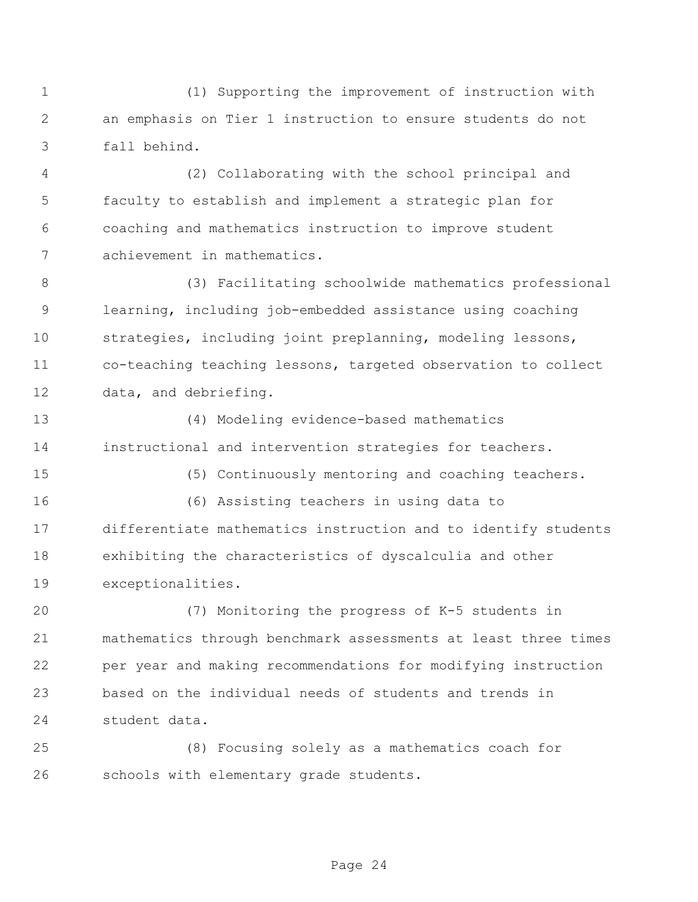(1) Supporting the improvement of instruction with an emphasis on Tier 1 instruction to ensure students do not fall behind.

(2) Collaborating with the school principal and faculty to establish and implement a strategic plan for coaching and mathematics instruction to improve student achievement in mathematics.

(3) Facilitating schoolwide mathematics professional learning, including job-embedded assistance using coaching strategies, including joint preplanning, modeling lessons, co-teaching teaching lessons, targeted observation to collect data, and debriefing.

(4) Modeling evidence-based mathematics instructional and intervention strategies for teachers.

(5) Continuously mentoring and coaching teachers.

(6) Assisting teachers in using data to differentiate mathematics instruction and to identify students exhibiting the characteristics of dyscalculia and other exceptionalities.

(7) Monitoring the progress of K-5 students in mathematics through benchmark assessments at least three times per year and making recommendations for modifying instruction based on the individual needs of students and trends in student data.

(8) Focusing solely as a mathematics coach for schools with elementary grade students.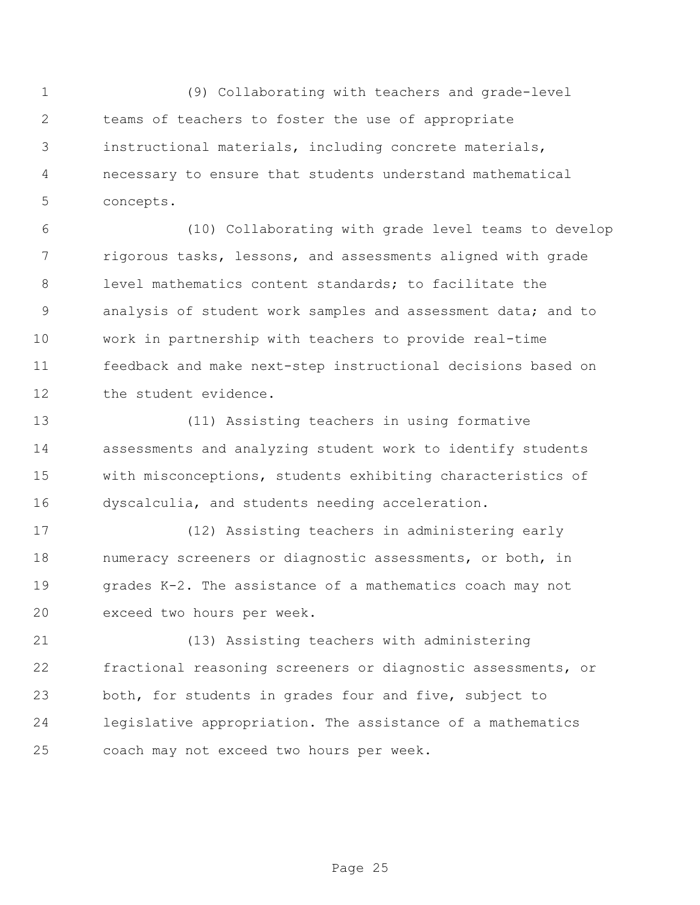(9) Collaborating with teachers and grade-level teams of teachers to foster the use of appropriate instructional materials, including concrete materials, necessary to ensure that students understand mathematical concepts.

(10) Collaborating with grade level teams to develop rigorous tasks, lessons, and assessments aligned with grade level mathematics content standards; to facilitate the analysis of student work samples and assessment data; and to work in partnership with teachers to provide real-time feedback and make next-step instructional decisions based on the student evidence.

(11) Assisting teachers in using formative assessments and analyzing student work to identify students with misconceptions, students exhibiting characteristics of dyscalculia, and students needing acceleration.

(12) Assisting teachers in administering early numeracy screeners or diagnostic assessments, or both, in grades K-2. The assistance of a mathematics coach may not exceed two hours per week.

(13) Assisting teachers with administering fractional reasoning screeners or diagnostic assessments, or both, for students in grades four and five, subject to legislative appropriation. The assistance of a mathematics coach may not exceed two hours per week.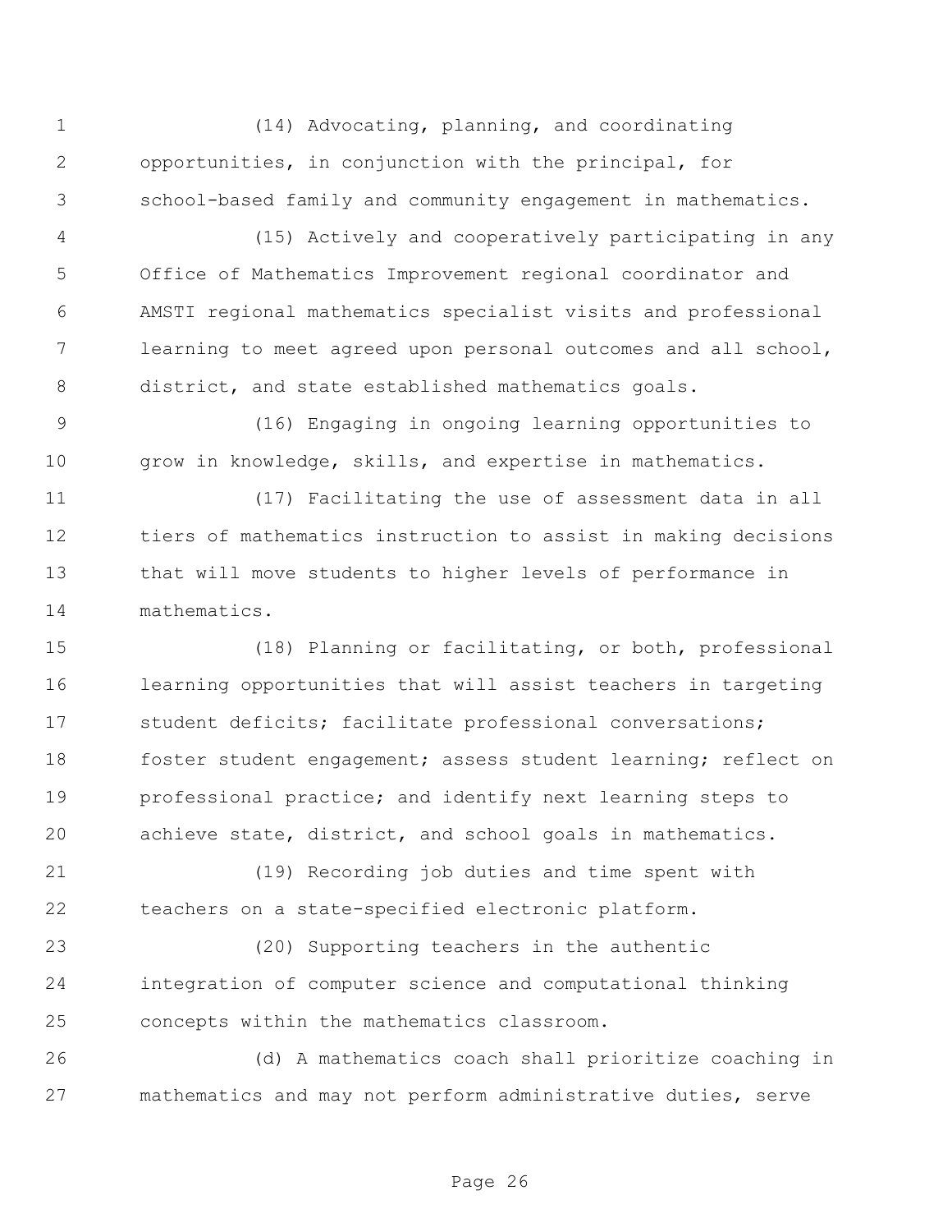(14) Advocating, planning, and coordinating opportunities, in conjunction with the principal, for school-based family and community engagement in mathematics.

(15) Actively and cooperatively participating in any Office of Mathematics Improvement regional coordinator and AMSTI regional mathematics specialist visits and professional learning to meet agreed upon personal outcomes and all school, district, and state established mathematics goals.

(16) Engaging in ongoing learning opportunities to grow in knowledge, skills, and expertise in mathematics.

(17) Facilitating the use of assessment data in all tiers of mathematics instruction to assist in making decisions that will move students to higher levels of performance in mathematics.

(18) Planning or facilitating, or both, professional learning opportunities that will assist teachers in targeting student deficits; facilitate professional conversations; foster student engagement; assess student learning; reflect on professional practice; and identify next learning steps to achieve state, district, and school goals in mathematics.

(19) Recording job duties and time spent with teachers on a state-specified electronic platform.

(20) Supporting teachers in the authentic integration of computer science and computational thinking concepts within the mathematics classroom.

(d) A mathematics coach shall prioritize coaching in mathematics and may not perform administrative duties, serve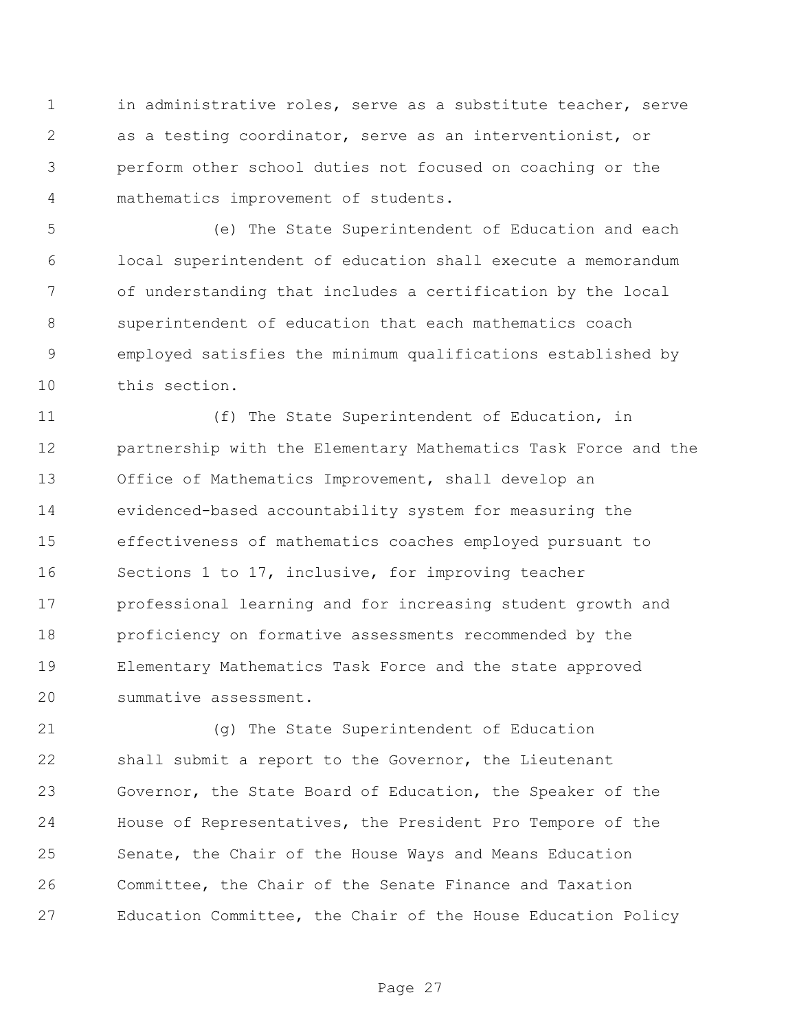in administrative roles, serve as a substitute teacher, serve as a testing coordinator, serve as an interventionist, or perform other school duties not focused on coaching or the mathematics improvement of students.

(e) The State Superintendent of Education and each local superintendent of education shall execute a memorandum of understanding that includes a certification by the local superintendent of education that each mathematics coach employed satisfies the minimum qualifications established by this section.

(f) The State Superintendent of Education, in partnership with the Elementary Mathematics Task Force and the Office of Mathematics Improvement, shall develop an evidenced-based accountability system for measuring the effectiveness of mathematics coaches employed pursuant to Sections 1 to 17, inclusive, for improving teacher professional learning and for increasing student growth and proficiency on formative assessments recommended by the Elementary Mathematics Task Force and the state approved summative assessment.

(g) The State Superintendent of Education shall submit a report to the Governor, the Lieutenant Governor, the State Board of Education, the Speaker of the House of Representatives, the President Pro Tempore of the Senate, the Chair of the House Ways and Means Education Committee, the Chair of the Senate Finance and Taxation Education Committee, the Chair of the House Education Policy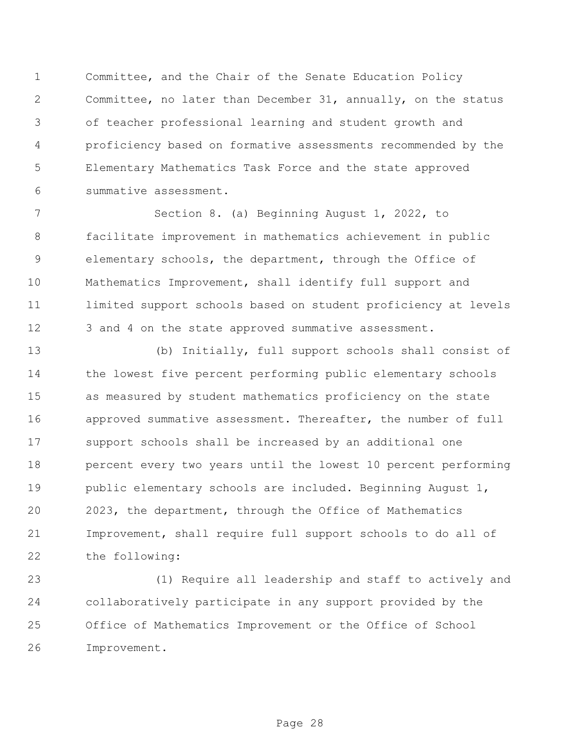Committee, and the Chair of the Senate Education Policy Committee, no later than December 31, annually, on the status of teacher professional learning and student growth and proficiency based on formative assessments recommended by the Elementary Mathematics Task Force and the state approved summative assessment.

Section 8. (a) Beginning August 1, 2022, to facilitate improvement in mathematics achievement in public elementary schools, the department, through the Office of Mathematics Improvement, shall identify full support and limited support schools based on student proficiency at levels 3 and 4 on the state approved summative assessment.

(b) Initially, full support schools shall consist of the lowest five percent performing public elementary schools as measured by student mathematics proficiency on the state approved summative assessment. Thereafter, the number of full support schools shall be increased by an additional one percent every two years until the lowest 10 percent performing public elementary schools are included. Beginning August 1, 2023, the department, through the Office of Mathematics Improvement, shall require full support schools to do all of the following:

(1) Require all leadership and staff to actively and collaboratively participate in any support provided by the Office of Mathematics Improvement or the Office of School Improvement.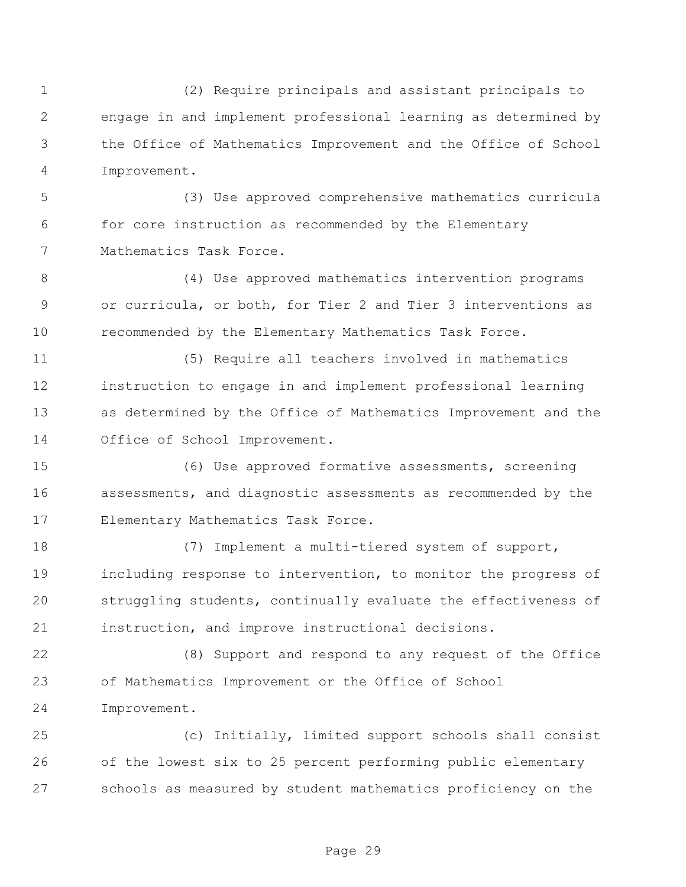(2) Require principals and assistant principals to engage in and implement professional learning as determined by the Office of Mathematics Improvement and the Office of School Improvement.

(3) Use approved comprehensive mathematics curricula for core instruction as recommended by the Elementary Mathematics Task Force.

(4) Use approved mathematics intervention programs or curricula, or both, for Tier 2 and Tier 3 interventions as recommended by the Elementary Mathematics Task Force.

(5) Require all teachers involved in mathematics instruction to engage in and implement professional learning as determined by the Office of Mathematics Improvement and the Office of School Improvement.

(6) Use approved formative assessments, screening assessments, and diagnostic assessments as recommended by the Elementary Mathematics Task Force.

(7) Implement a multi-tiered system of support, including response to intervention, to monitor the progress of struggling students, continually evaluate the effectiveness of instruction, and improve instructional decisions.

(8) Support and respond to any request of the Office of Mathematics Improvement or the Office of School Improvement.

(c) Initially, limited support schools shall consist of the lowest six to 25 percent performing public elementary schools as measured by student mathematics proficiency on the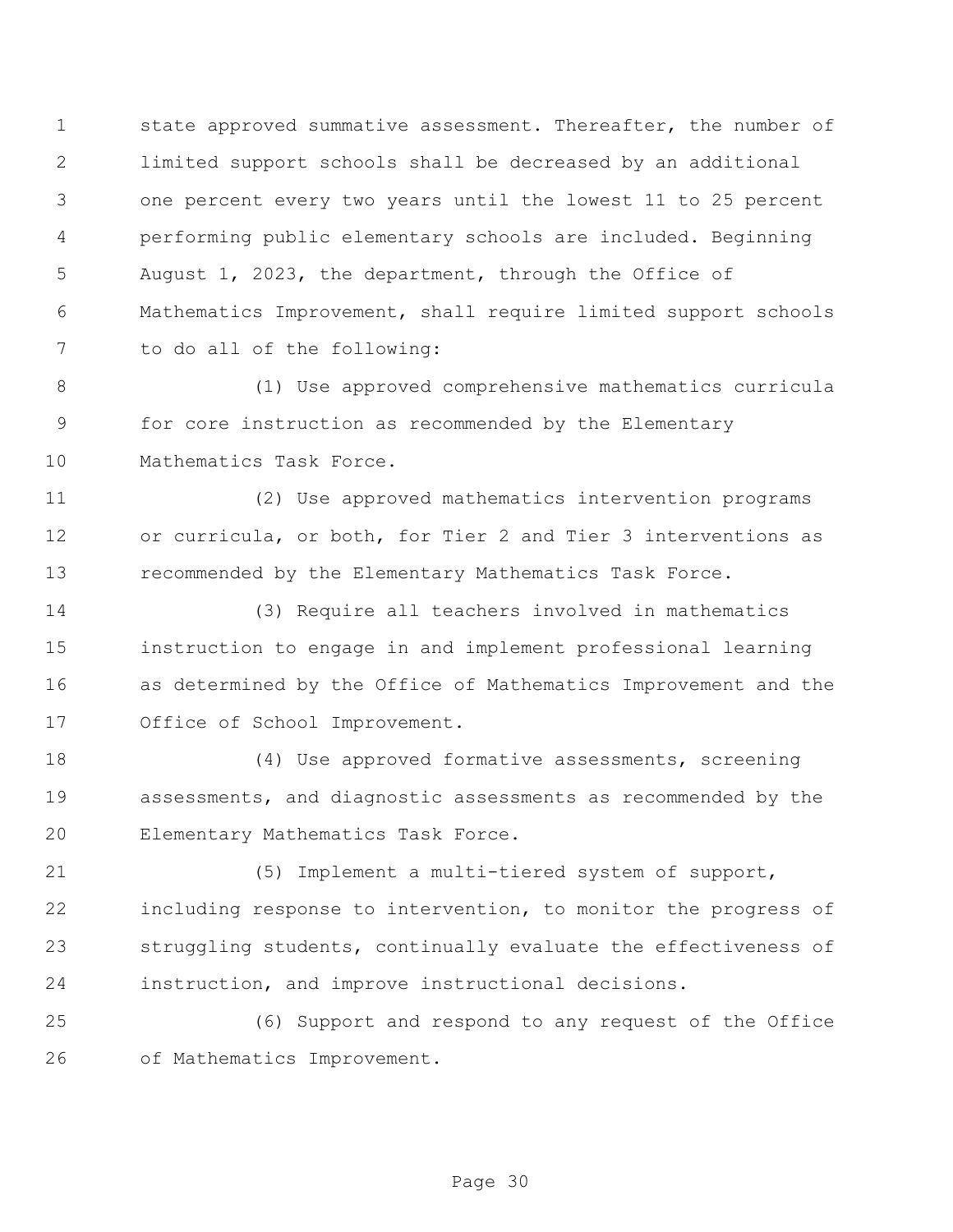state approved summative assessment. Thereafter, the number of limited support schools shall be decreased by an additional one percent every two years until the lowest 11 to 25 percent performing public elementary schools are included. Beginning August 1, 2023, the department, through the Office of Mathematics Improvement, shall require limited support schools to do all of the following:

(1) Use approved comprehensive mathematics curricula for core instruction as recommended by the Elementary Mathematics Task Force.

(2) Use approved mathematics intervention programs or curricula, or both, for Tier 2 and Tier 3 interventions as recommended by the Elementary Mathematics Task Force.

(3) Require all teachers involved in mathematics instruction to engage in and implement professional learning as determined by the Office of Mathematics Improvement and the Office of School Improvement.

(4) Use approved formative assessments, screening assessments, and diagnostic assessments as recommended by the Elementary Mathematics Task Force.

(5) Implement a multi-tiered system of support, including response to intervention, to monitor the progress of struggling students, continually evaluate the effectiveness of instruction, and improve instructional decisions.

(6) Support and respond to any request of the Office of Mathematics Improvement.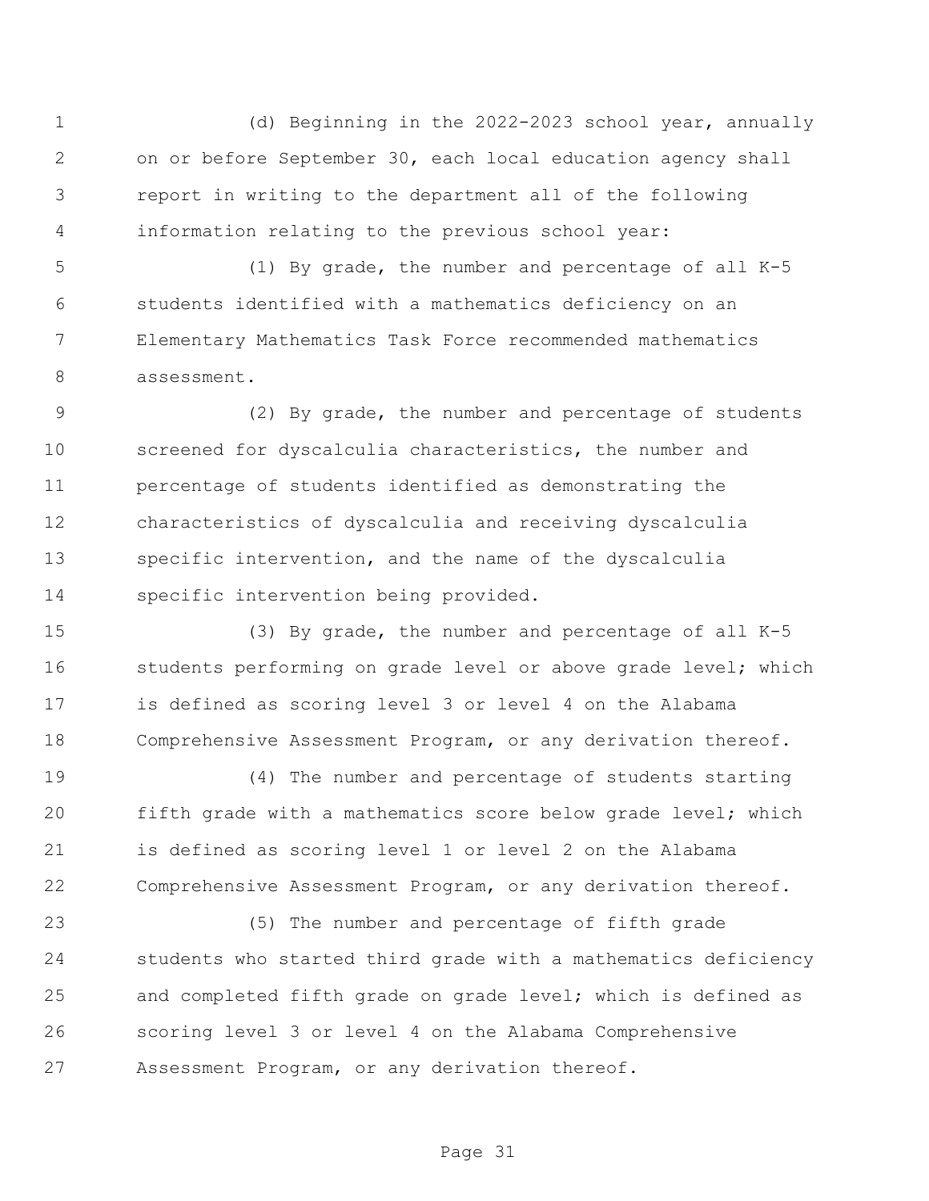(d) Beginning in the 2022-2023 school year, annually on or before September 30, each local education agency shall report in writing to the department all of the following information relating to the previous school year:

(1) By grade, the number and percentage of all K-5 students identified with a mathematics deficiency on an Elementary Mathematics Task Force recommended mathematics assessment.

(2) By grade, the number and percentage of students screened for dyscalculia characteristics, the number and percentage of students identified as demonstrating the characteristics of dyscalculia and receiving dyscalculia specific intervention, and the name of the dyscalculia specific intervention being provided.

(3) By grade, the number and percentage of all K-5 students performing on grade level or above grade level; which is defined as scoring level 3 or level 4 on the Alabama Comprehensive Assessment Program, or any derivation thereof.

(4) The number and percentage of students starting fifth grade with a mathematics score below grade level; which is defined as scoring level 1 or level 2 on the Alabama Comprehensive Assessment Program, or any derivation thereof.

(5) The number and percentage of fifth grade students who started third grade with a mathematics deficiency and completed fifth grade on grade level; which is defined as scoring level 3 or level 4 on the Alabama Comprehensive Assessment Program, or any derivation thereof.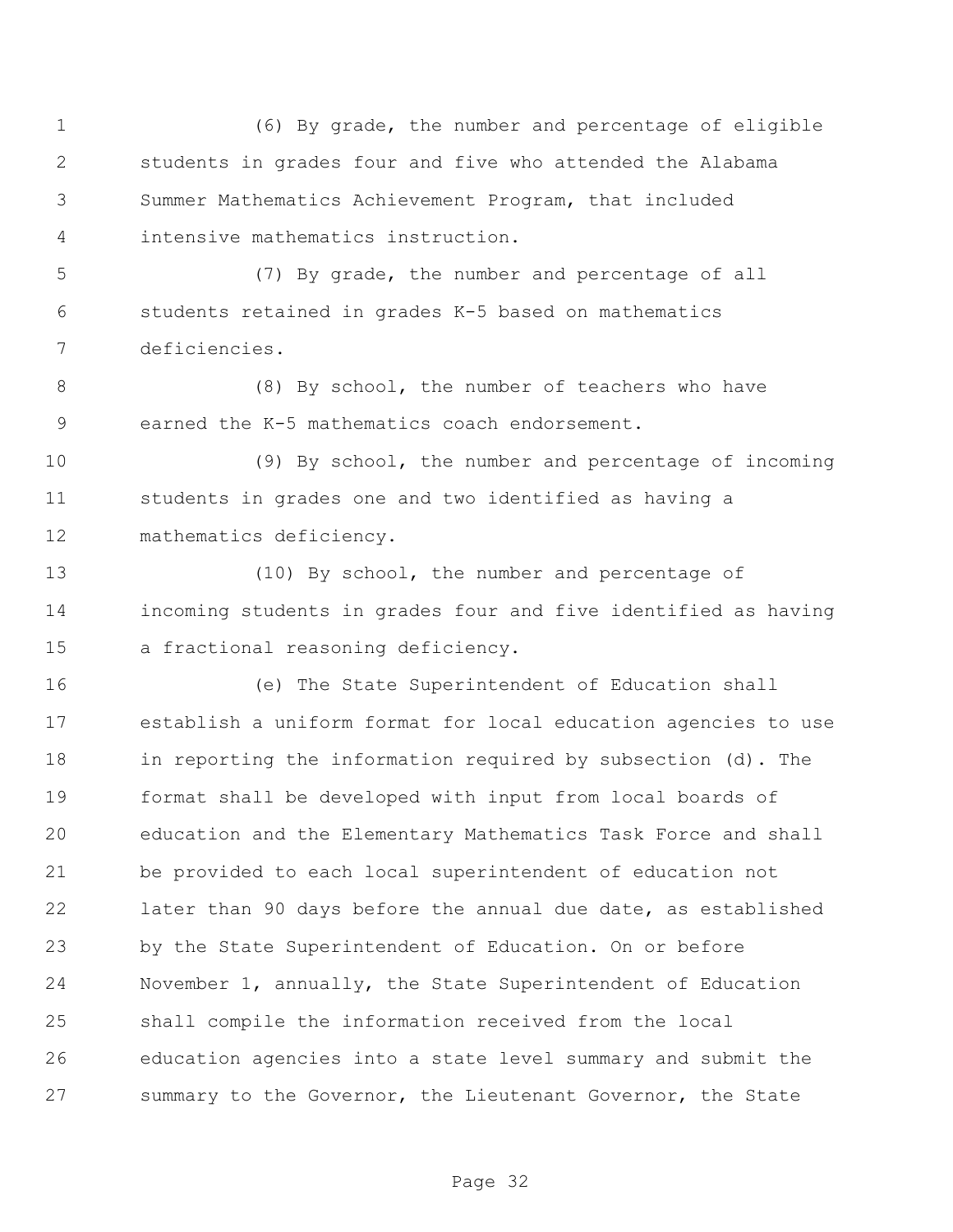(6) By grade, the number and percentage of eligible students in grades four and five who attended the Alabama Summer Mathematics Achievement Program, that included intensive mathematics instruction.

(7) By grade, the number and percentage of all students retained in grades K-5 based on mathematics deficiencies.

(8) By school, the number of teachers who have earned the K-5 mathematics coach endorsement.

(9) By school, the number and percentage of incoming students in grades one and two identified as having a mathematics deficiency.

(10) By school, the number and percentage of incoming students in grades four and five identified as having a fractional reasoning deficiency.

(e) The State Superintendent of Education shall establish a uniform format for local education agencies to use in reporting the information required by subsection (d). The format shall be developed with input from local boards of education and the Elementary Mathematics Task Force and shall be provided to each local superintendent of education not later than 90 days before the annual due date, as established by the State Superintendent of Education. On or before November 1, annually, the State Superintendent of Education shall compile the information received from the local education agencies into a state level summary and submit the summary to the Governor, the Lieutenant Governor, the State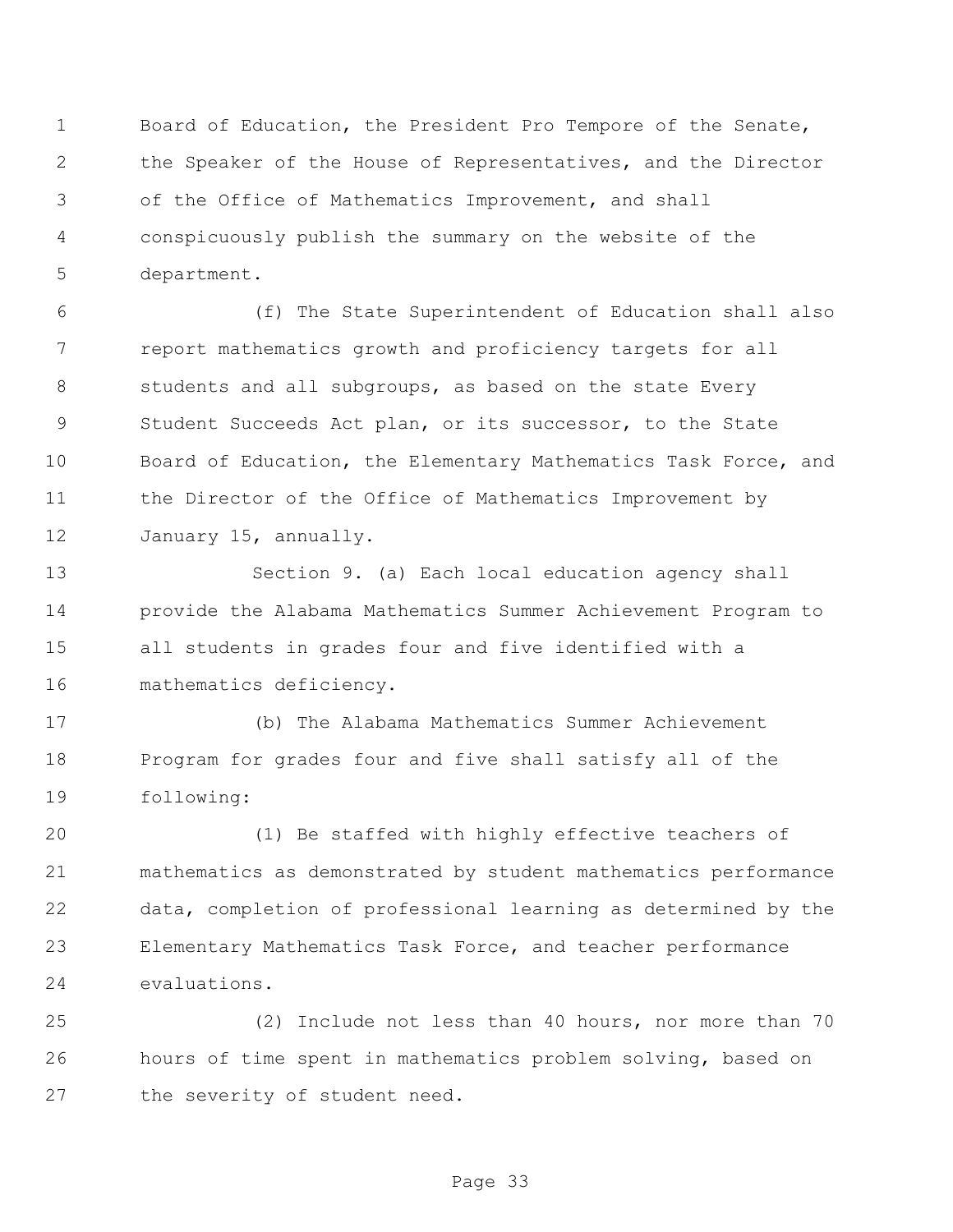Board of Education, the President Pro Tempore of the Senate, the Speaker of the House of Representatives, and the Director of the Office of Mathematics Improvement, and shall conspicuously publish the summary on the website of the department.

(f) The State Superintendent of Education shall also report mathematics growth and proficiency targets for all students and all subgroups, as based on the state Every Student Succeeds Act plan, or its successor, to the State Board of Education, the Elementary Mathematics Task Force, and the Director of the Office of Mathematics Improvement by January 15, annually.

Section 9. (a) Each local education agency shall provide the Alabama Mathematics Summer Achievement Program to all students in grades four and five identified with a mathematics deficiency.

(b) The Alabama Mathematics Summer Achievement Program for grades four and five shall satisfy all of the following:

(1) Be staffed with highly effective teachers of mathematics as demonstrated by student mathematics performance data, completion of professional learning as determined by the Elementary Mathematics Task Force, and teacher performance evaluations.

(2) Include not less than 40 hours, nor more than 70 hours of time spent in mathematics problem solving, based on the severity of student need.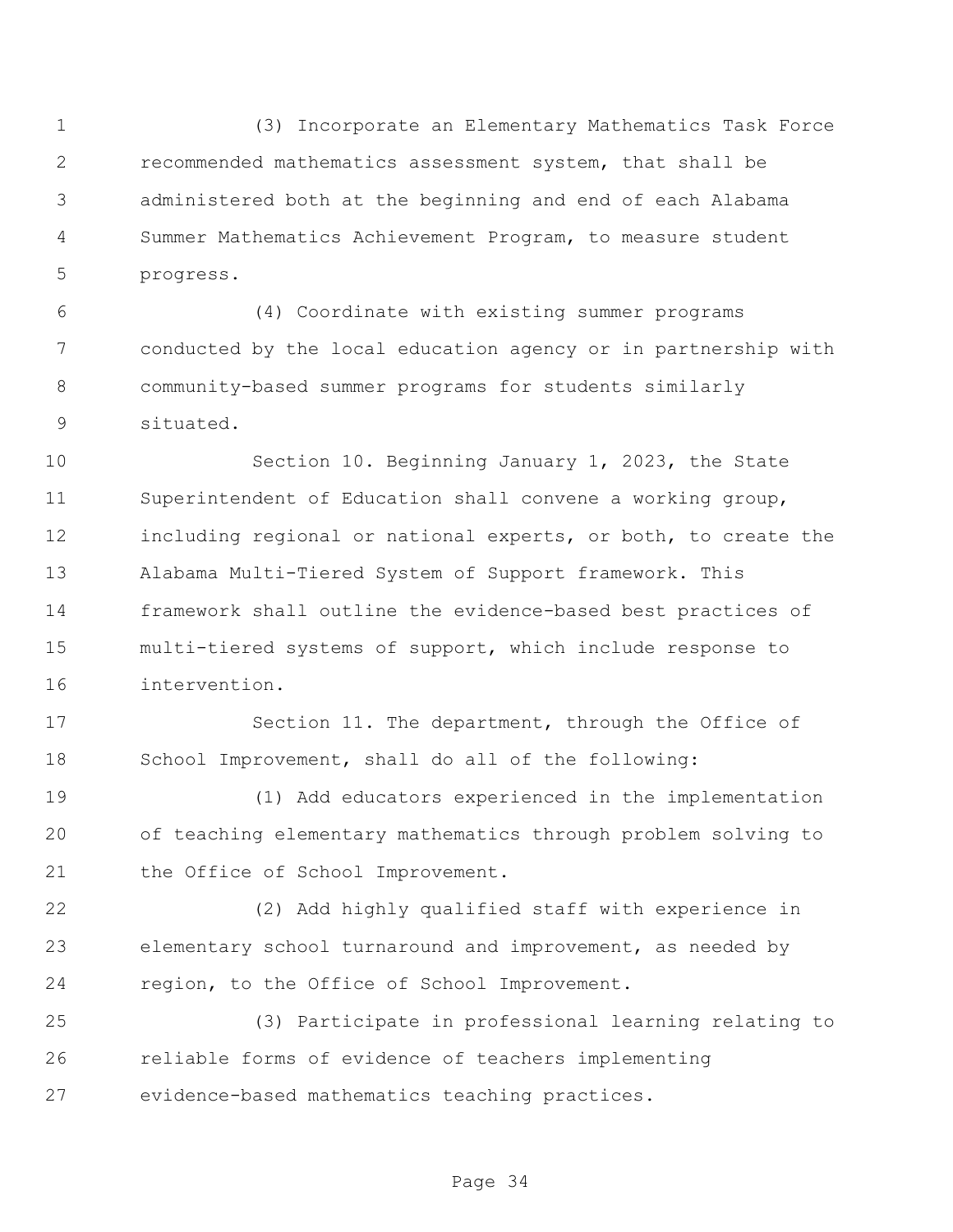(3) Incorporate an Elementary Mathematics Task Force recommended mathematics assessment system, that shall be administered both at the beginning and end of each Alabama Summer Mathematics Achievement Program, to measure student progress.

(4) Coordinate with existing summer programs conducted by the local education agency or in partnership with community-based summer programs for students similarly situated.

Section 10. Beginning January 1, 2023, the State Superintendent of Education shall convene a working group, including regional or national experts, or both, to create the Alabama Multi-Tiered System of Support framework. This framework shall outline the evidence-based best practices of multi-tiered systems of support, which include response to intervention.

Section 11. The department, through the Office of School Improvement, shall do all of the following:

(1) Add educators experienced in the implementation of teaching elementary mathematics through problem solving to the Office of School Improvement.

(2) Add highly qualified staff with experience in elementary school turnaround and improvement, as needed by region, to the Office of School Improvement.

(3) Participate in professional learning relating to reliable forms of evidence of teachers implementing evidence-based mathematics teaching practices.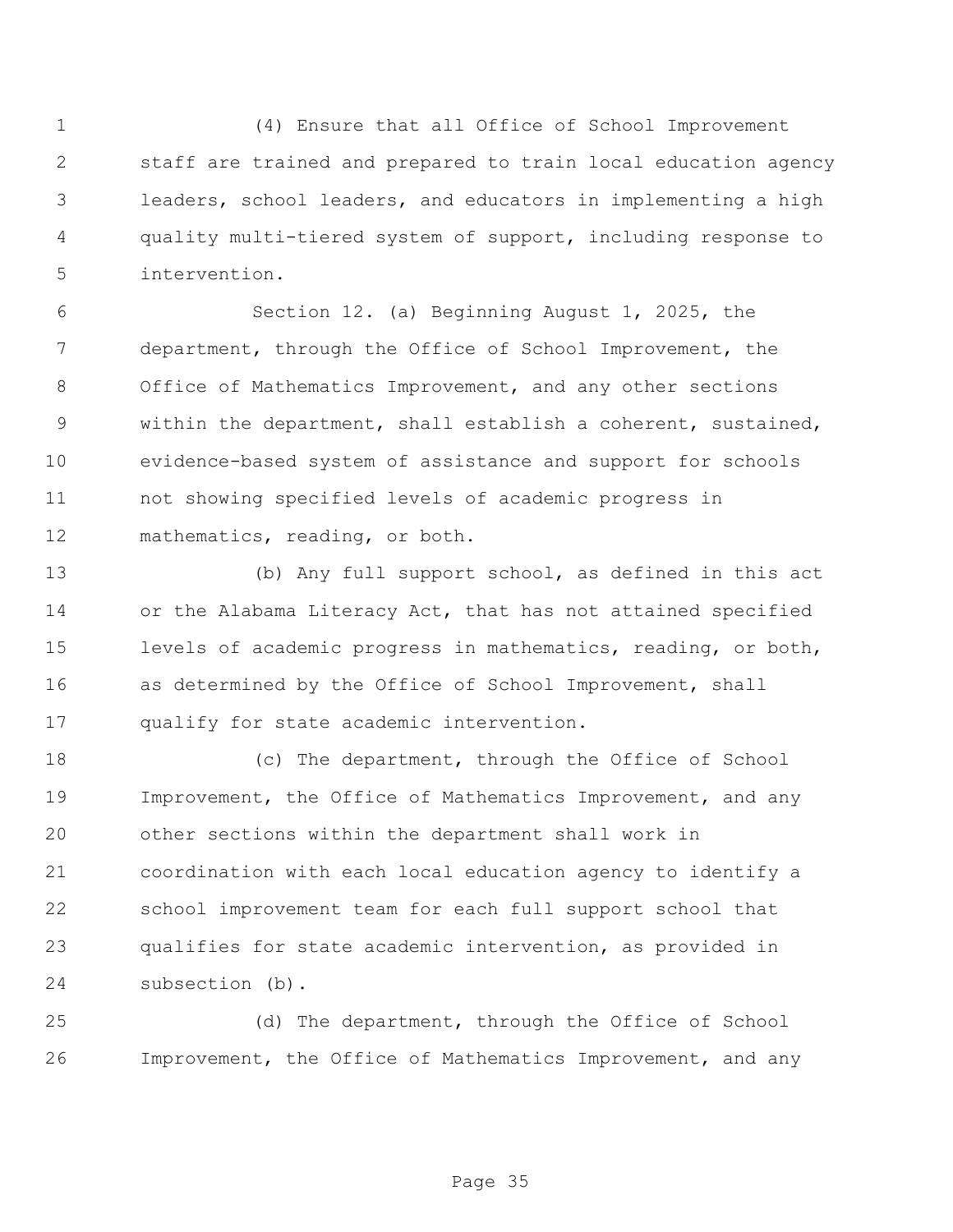(4) Ensure that all Office of School Improvement staff are trained and prepared to train local education agency leaders, school leaders, and educators in implementing a high quality multi-tiered system of support, including response to intervention.

Section 12. (a) Beginning August 1, 2025, the department, through the Office of School Improvement, the Office of Mathematics Improvement, and any other sections within the department, shall establish a coherent, sustained, evidence-based system of assistance and support for schools not showing specified levels of academic progress in mathematics, reading, or both.

(b) Any full support school, as defined in this act or the Alabama Literacy Act, that has not attained specified levels of academic progress in mathematics, reading, or both, as determined by the Office of School Improvement, shall qualify for state academic intervention.

(c) The department, through the Office of School Improvement, the Office of Mathematics Improvement, and any other sections within the department shall work in coordination with each local education agency to identify a school improvement team for each full support school that qualifies for state academic intervention, as provided in subsection (b).

(d) The department, through the Office of School Improvement, the Office of Mathematics Improvement, and any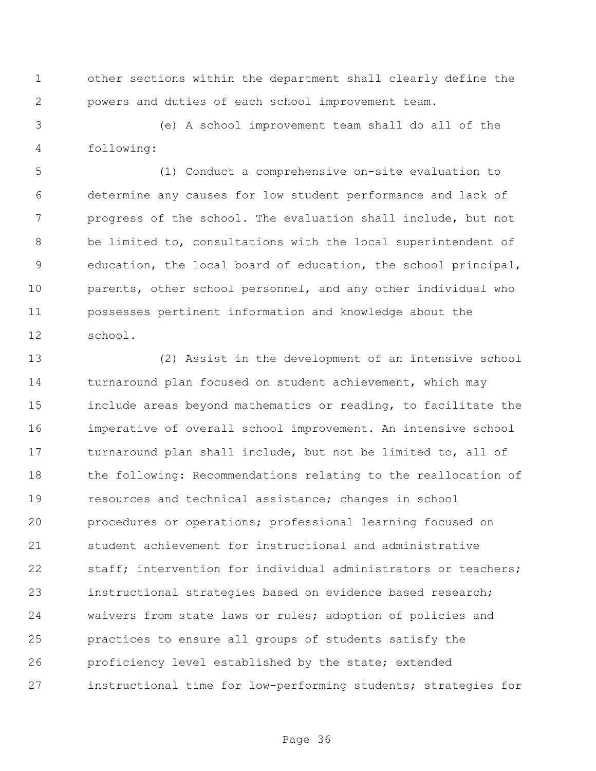other sections within the department shall clearly define the powers and duties of each school improvement team.

(e) A school improvement team shall do all of the following:

(1) Conduct a comprehensive on-site evaluation to determine any causes for low student performance and lack of progress of the school. The evaluation shall include, but not be limited to, consultations with the local superintendent of education, the local board of education, the school principal, parents, other school personnel, and any other individual who possesses pertinent information and knowledge about the school.

(2) Assist in the development of an intensive school turnaround plan focused on student achievement, which may include areas beyond mathematics or reading, to facilitate the imperative of overall school improvement. An intensive school turnaround plan shall include, but not be limited to, all of the following: Recommendations relating to the reallocation of resources and technical assistance; changes in school procedures or operations; professional learning focused on student achievement for instructional and administrative staff; intervention for individual administrators or teachers; instructional strategies based on evidence based research; waivers from state laws or rules; adoption of policies and practices to ensure all groups of students satisfy the proficiency level established by the state; extended instructional time for low-performing students; strategies for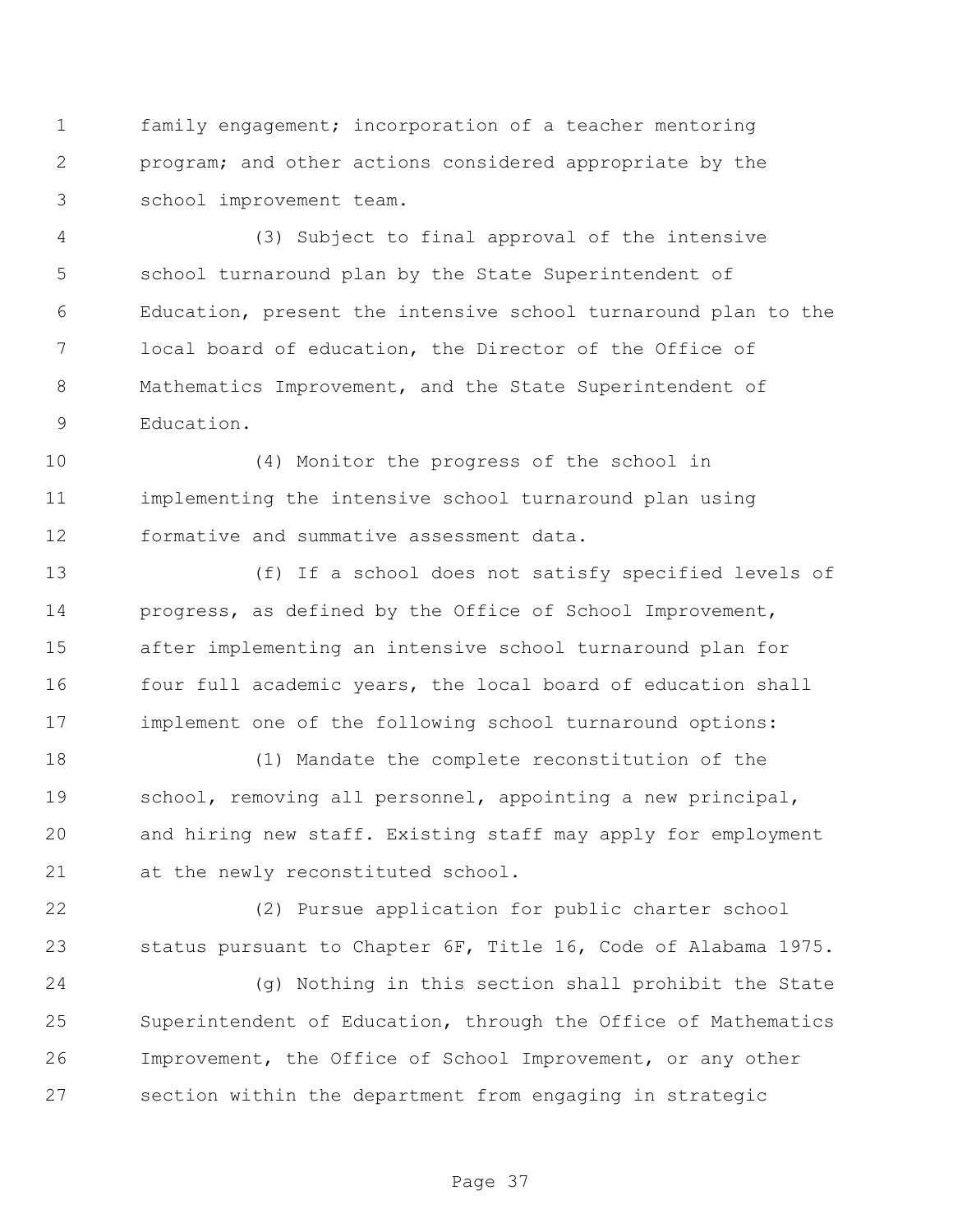family engagement; incorporation of a teacher mentoring program; and other actions considered appropriate by the school improvement team.

(3) Subject to final approval of the intensive school turnaround plan by the State Superintendent of Education, present the intensive school turnaround plan to the local board of education, the Director of the Office of Mathematics Improvement, and the State Superintendent of Education.

(4) Monitor the progress of the school in implementing the intensive school turnaround plan using formative and summative assessment data.

(f) If a school does not satisfy specified levels of progress, as defined by the Office of School Improvement, after implementing an intensive school turnaround plan for four full academic years, the local board of education shall implement one of the following school turnaround options:

(1) Mandate the complete reconstitution of the school, removing all personnel, appointing a new principal, and hiring new staff. Existing staff may apply for employment at the newly reconstituted school.

(2) Pursue application for public charter school status pursuant to Chapter 6F, Title 16, Code of Alabama 1975.

(g) Nothing in this section shall prohibit the State Superintendent of Education, through the Office of Mathematics Improvement, the Office of School Improvement, or any other section within the department from engaging in strategic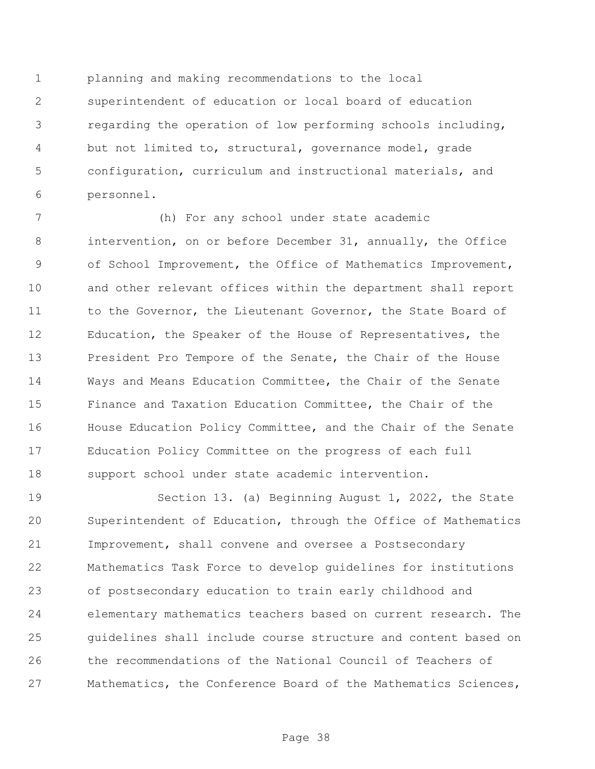planning and making recommendations to the local superintendent of education or local board of education regarding the operation of low performing schools including, but not limited to, structural, governance model, grade configuration, curriculum and instructional materials, and personnel.

(h) For any school under state academic intervention, on or before December 31, annually, the Office of School Improvement, the Office of Mathematics Improvement, and other relevant offices within the department shall report to the Governor, the Lieutenant Governor, the State Board of Education, the Speaker of the House of Representatives, the President Pro Tempore of the Senate, the Chair of the House Ways and Means Education Committee, the Chair of the Senate Finance and Taxation Education Committee, the Chair of the House Education Policy Committee, and the Chair of the Senate Education Policy Committee on the progress of each full support school under state academic intervention.

Section 13. (a) Beginning August 1, 2022, the State Superintendent of Education, through the Office of Mathematics Improvement, shall convene and oversee a Postsecondary Mathematics Task Force to develop guidelines for institutions of postsecondary education to train early childhood and elementary mathematics teachers based on current research. The guidelines shall include course structure and content based on the recommendations of the National Council of Teachers of Mathematics, the Conference Board of the Mathematics Sciences,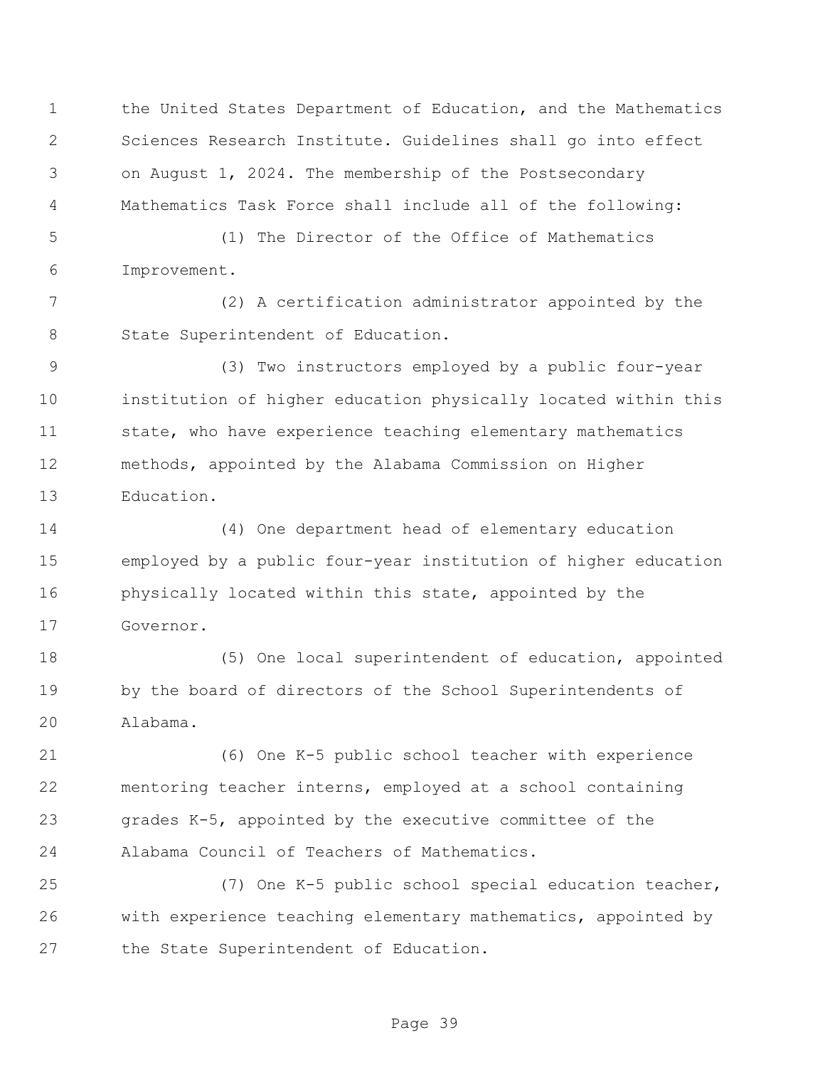the United States Department of Education, and the Mathematics Sciences Research Institute. Guidelines shall go into effect on August 1, 2024. The membership of the Postsecondary Mathematics Task Force shall include all of the following:

(1) The Director of the Office of Mathematics Improvement.

(2) A certification administrator appointed by the State Superintendent of Education.

(3) Two instructors employed by a public four-year institution of higher education physically located within this state, who have experience teaching elementary mathematics methods, appointed by the Alabama Commission on Higher Education.

(4) One department head of elementary education employed by a public four-year institution of higher education physically located within this state, appointed by the Governor.

(5) One local superintendent of education, appointed by the board of directors of the School Superintendents of Alabama.

(6) One K-5 public school teacher with experience mentoring teacher interns, employed at a school containing grades K-5, appointed by the executive committee of the Alabama Council of Teachers of Mathematics.

(7) One K-5 public school special education teacher, with experience teaching elementary mathematics, appointed by the State Superintendent of Education.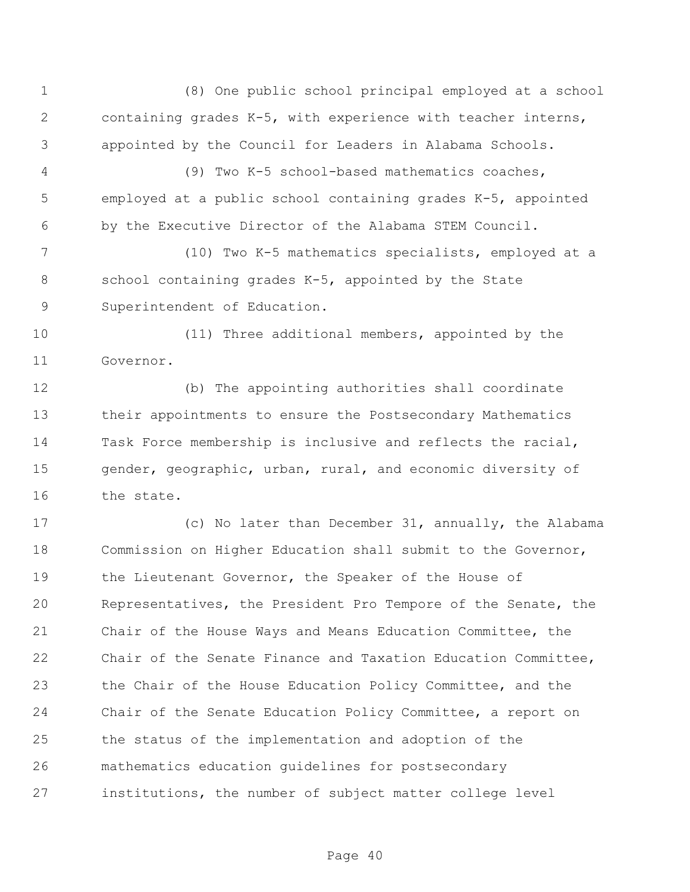(8) One public school principal employed at a school containing grades K-5, with experience with teacher interns, appointed by the Council for Leaders in Alabama Schools.

(9) Two K-5 school-based mathematics coaches, employed at a public school containing grades K-5, appointed by the Executive Director of the Alabama STEM Council.

(10) Two K-5 mathematics specialists, employed at a school containing grades K-5, appointed by the State Superintendent of Education.

(11) Three additional members, appointed by the Governor.

(b) The appointing authorities shall coordinate their appointments to ensure the Postsecondary Mathematics Task Force membership is inclusive and reflects the racial, gender, geographic, urban, rural, and economic diversity of the state.

(c) No later than December 31, annually, the Alabama Commission on Higher Education shall submit to the Governor, the Lieutenant Governor, the Speaker of the House of Representatives, the President Pro Tempore of the Senate, the Chair of the House Ways and Means Education Committee, the Chair of the Senate Finance and Taxation Education Committee, the Chair of the House Education Policy Committee, and the Chair of the Senate Education Policy Committee, a report on the status of the implementation and adoption of the mathematics education guidelines for postsecondary institutions, the number of subject matter college level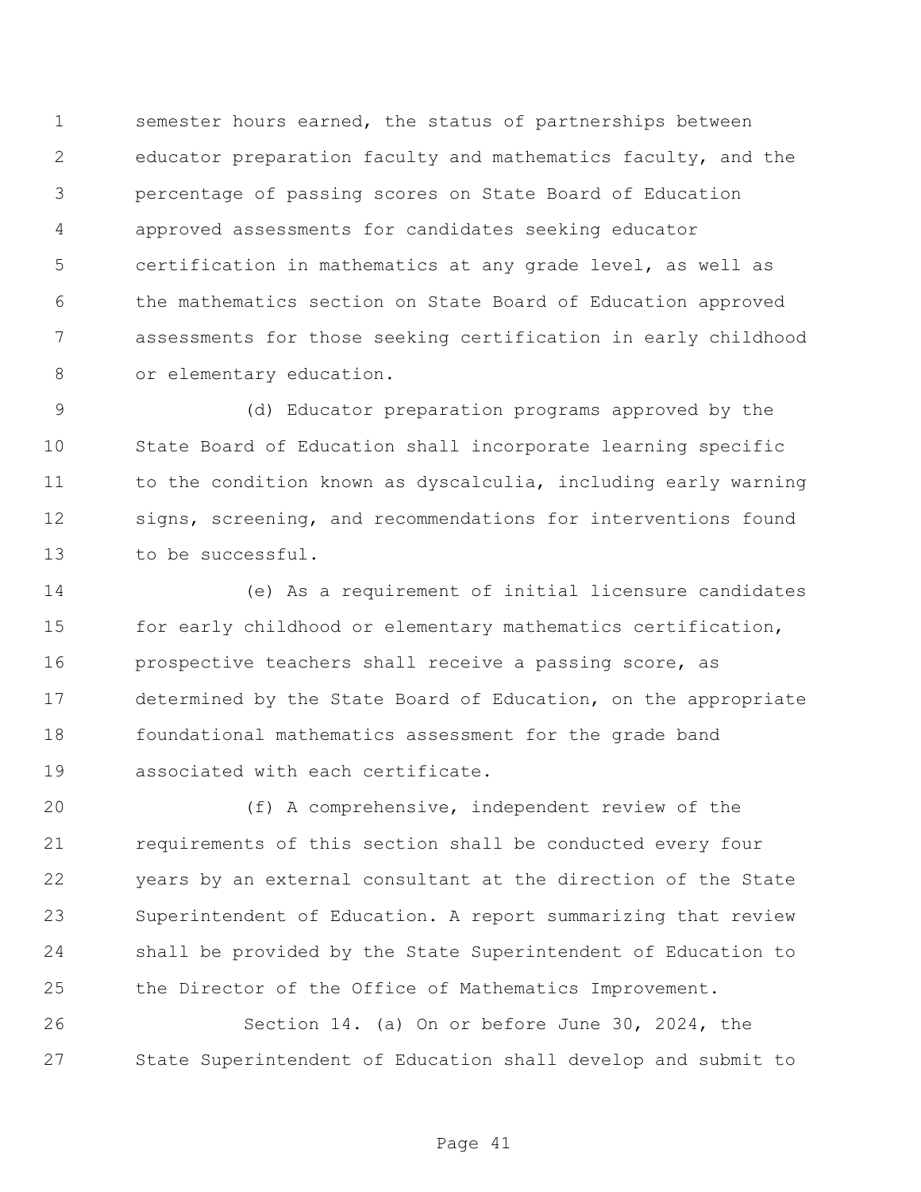semester hours earned, the status of partnerships between educator preparation faculty and mathematics faculty, and the percentage of passing scores on State Board of Education approved assessments for candidates seeking educator certification in mathematics at any grade level, as well as the mathematics section on State Board of Education approved assessments for those seeking certification in early childhood or elementary education.

(d) Educator preparation programs approved by the State Board of Education shall incorporate learning specific to the condition known as dyscalculia, including early warning signs, screening, and recommendations for interventions found to be successful.

(e) As a requirement of initial licensure candidates for early childhood or elementary mathematics certification, prospective teachers shall receive a passing score, as determined by the State Board of Education, on the appropriate foundational mathematics assessment for the grade band associated with each certificate.

(f) A comprehensive, independent review of the requirements of this section shall be conducted every four years by an external consultant at the direction of the State Superintendent of Education. A report summarizing that review shall be provided by the State Superintendent of Education to the Director of the Office of Mathematics Improvement.

Section 14. (a) On or before June 30, 2024, the State Superintendent of Education shall develop and submit to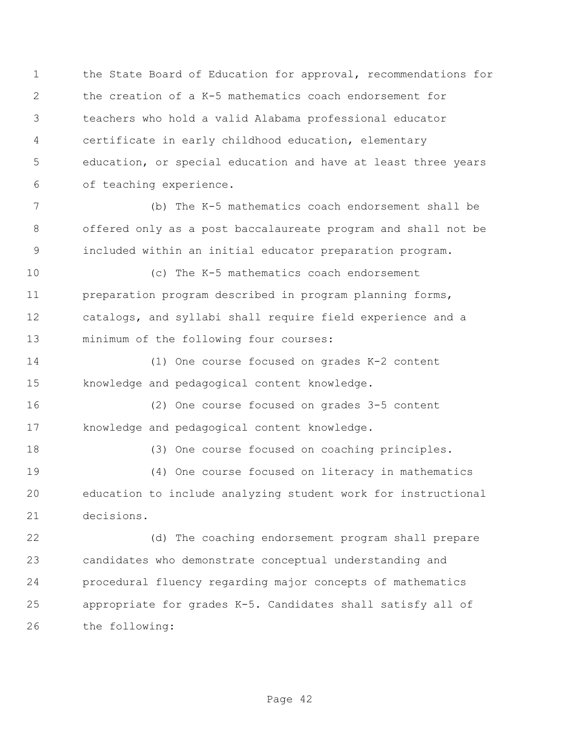the State Board of Education for approval, recommendations for the creation of a K-5 mathematics coach endorsement for teachers who hold a valid Alabama professional educator certificate in early childhood education, elementary education, or special education and have at least three years of teaching experience.

(b) The K-5 mathematics coach endorsement shall be offered only as a post baccalaureate program and shall not be included within an initial educator preparation program.

(c) The K-5 mathematics coach endorsement preparation program described in program planning forms, catalogs, and syllabi shall require field experience and a minimum of the following four courses:

(1) One course focused on grades K-2 content knowledge and pedagogical content knowledge.

(2) One course focused on grades 3-5 content knowledge and pedagogical content knowledge.

(3) One course focused on coaching principles.

(4) One course focused on literacy in mathematics education to include analyzing student work for instructional decisions.

(d) The coaching endorsement program shall prepare candidates who demonstrate conceptual understanding and procedural fluency regarding major concepts of mathematics appropriate for grades K-5. Candidates shall satisfy all of the following: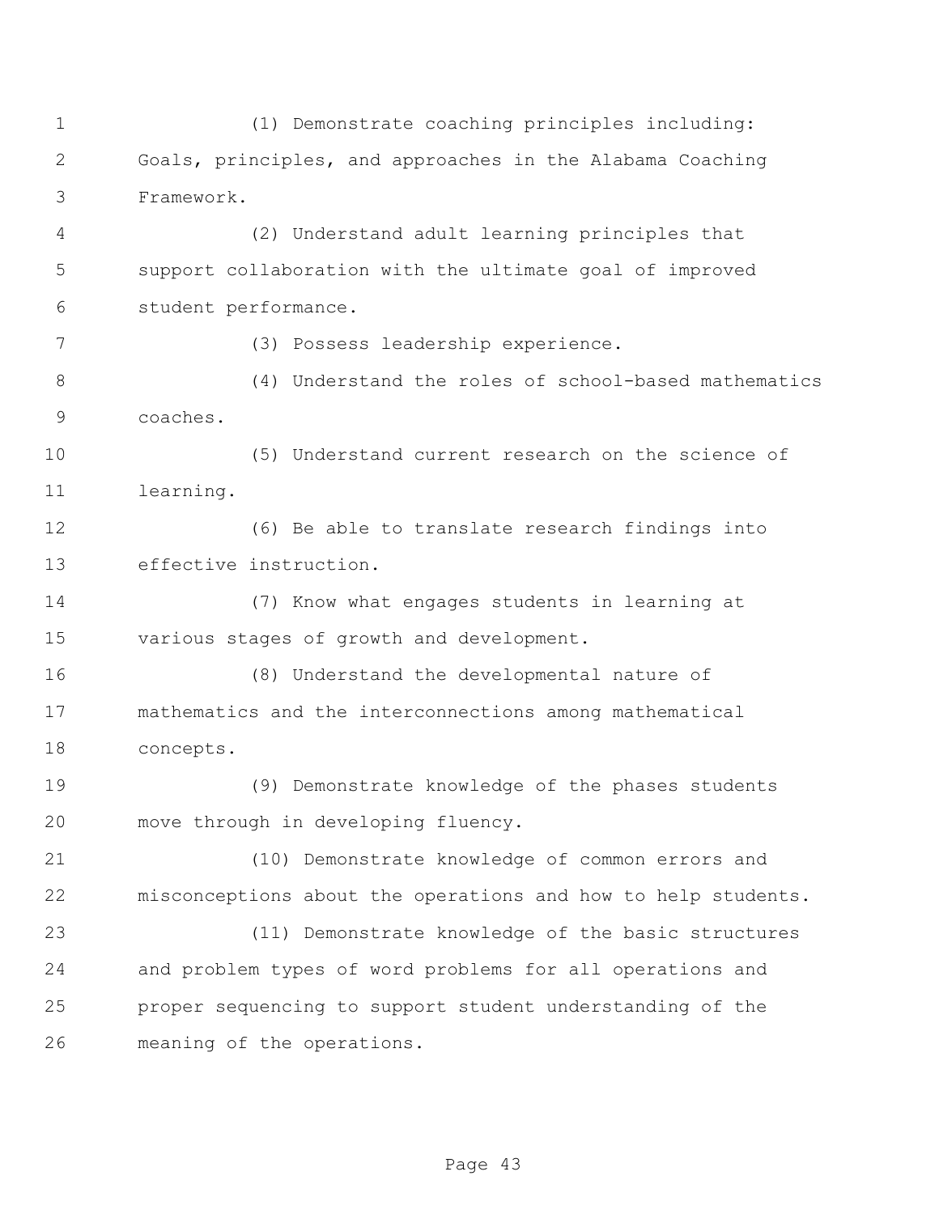(1) Demonstrate coaching principles including: Goals, principles, and approaches in the Alabama Coaching Framework.

(2) Understand adult learning principles that support collaboration with the ultimate goal of improved student performance.

(3) Possess leadership experience.

(4) Understand the roles of school-based mathematics coaches.

(5) Understand current research on the science of learning.

(6) Be able to translate research findings into effective instruction.

(7) Know what engages students in learning at various stages of growth and development.

(8) Understand the developmental nature of mathematics and the interconnections among mathematical concepts.

(9) Demonstrate knowledge of the phases students move through in developing fluency.

(10) Demonstrate knowledge of common errors and misconceptions about the operations and how to help students.

(11) Demonstrate knowledge of the basic structures and problem types of word problems for all operations and proper sequencing to support student understanding of the meaning of the operations.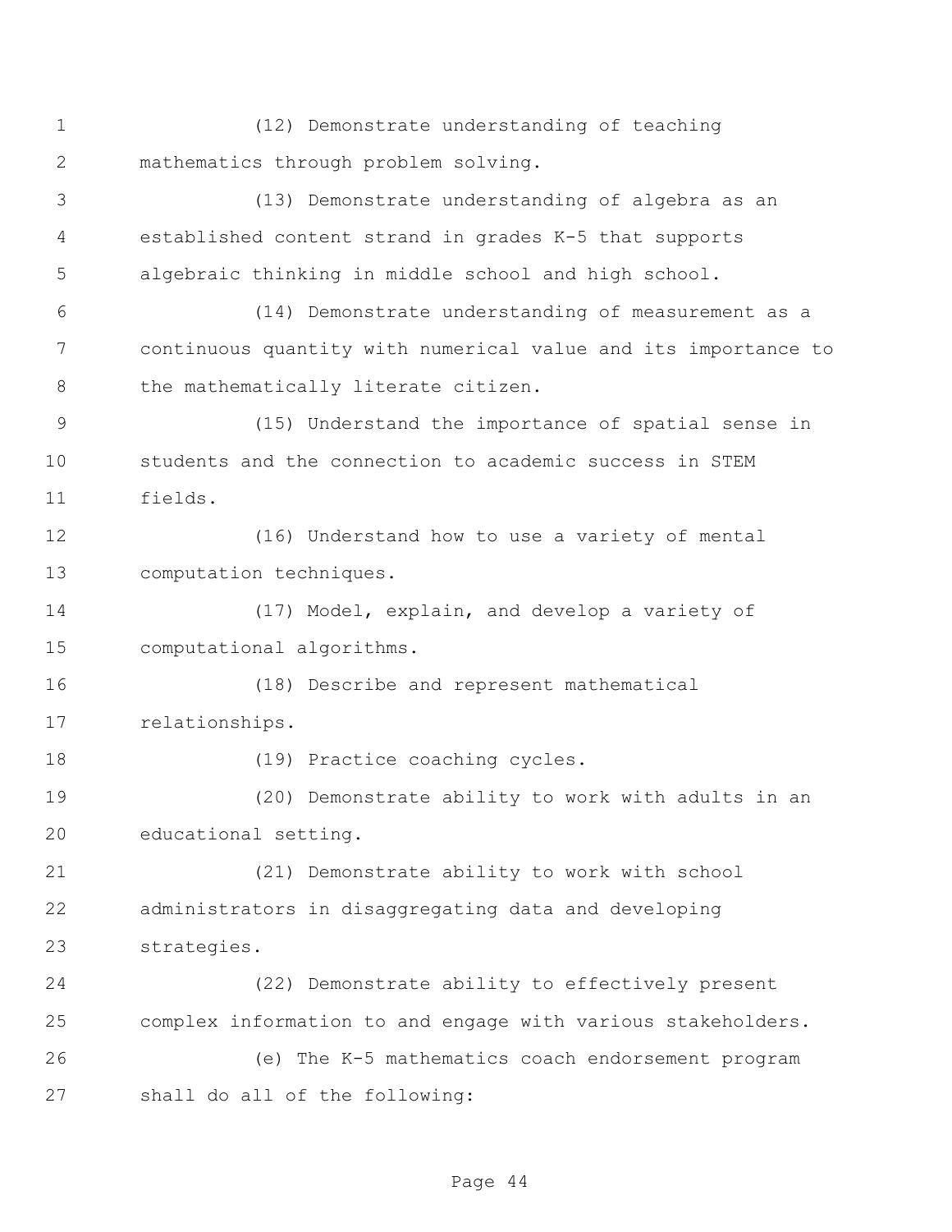(12) Demonstrate understanding of teaching mathematics through problem solving.

(13) Demonstrate understanding of algebra as an established content strand in grades K-5 that supports algebraic thinking in middle school and high school.

(14) Demonstrate understanding of measurement as a continuous quantity with numerical value and its importance to the mathematically literate citizen.

(15) Understand the importance of spatial sense in students and the connection to academic success in STEM fields.

(16) Understand how to use a variety of mental computation techniques.

(17) Model, explain, and develop a variety of computational algorithms.

(18) Describe and represent mathematical relationships.

(19) Practice coaching cycles.

(20) Demonstrate ability to work with adults in an educational setting.

(21) Demonstrate ability to work with school administrators in disaggregating data and developing strategies.

(22) Demonstrate ability to effectively present complex information to and engage with various stakeholders.

(e) The K-5 mathematics coach endorsement program shall do all of the following: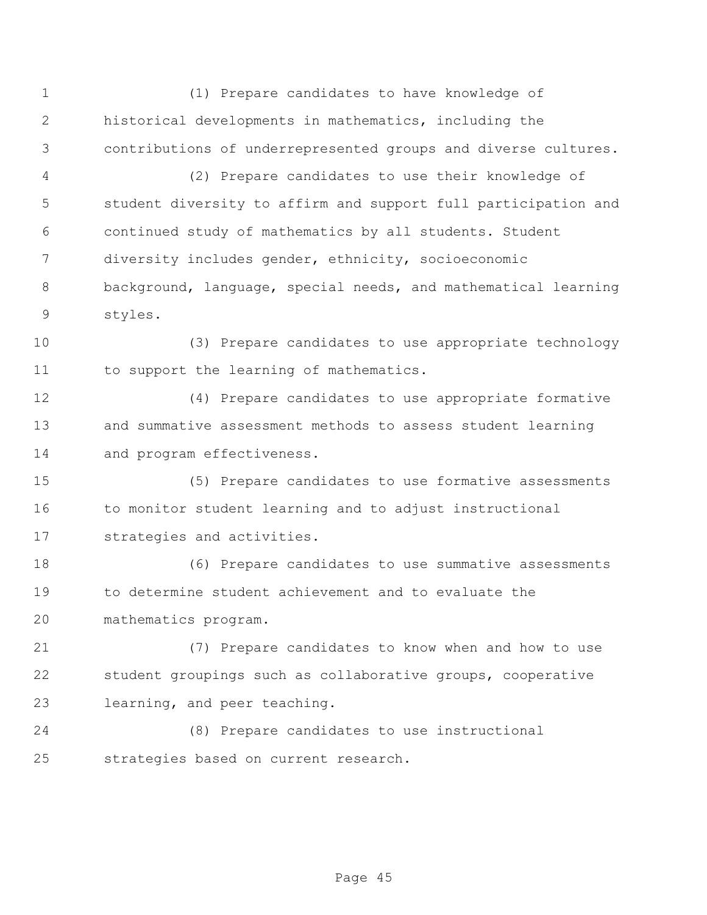(1) Prepare candidates to have knowledge of historical developments in mathematics, including the contributions of underrepresented groups and diverse cultures.

(2) Prepare candidates to use their knowledge of student diversity to affirm and support full participation and continued study of mathematics by all students. Student diversity includes gender, ethnicity, socioeconomic background, language, special needs, and mathematical learning styles.

(3) Prepare candidates to use appropriate technology to support the learning of mathematics.

(4) Prepare candidates to use appropriate formative and summative assessment methods to assess student learning and program effectiveness.

(5) Prepare candidates to use formative assessments to monitor student learning and to adjust instructional strategies and activities.

(6) Prepare candidates to use summative assessments to determine student achievement and to evaluate the mathematics program.

(7) Prepare candidates to know when and how to use student groupings such as collaborative groups, cooperative learning, and peer teaching.

(8) Prepare candidates to use instructional strategies based on current research.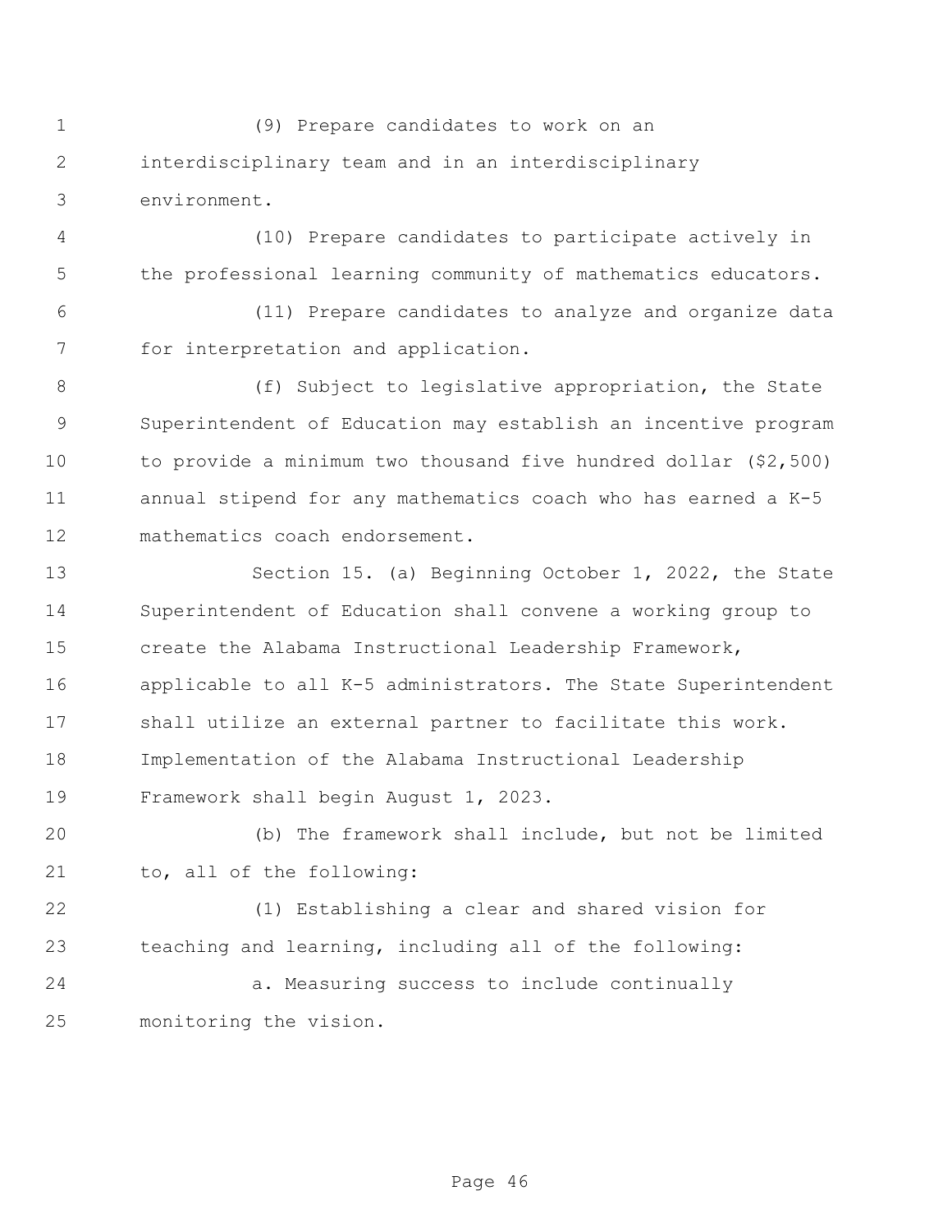(9) Prepare candidates to work on an interdisciplinary team and in an interdisciplinary environment.

(10) Prepare candidates to participate actively in the professional learning community of mathematics educators.

(11) Prepare candidates to analyze and organize data for interpretation and application.

(f) Subject to legislative appropriation, the State Superintendent of Education may establish an incentive program to provide a minimum two thousand five hundred dollar ($2,500) annual stipend for any mathematics coach who has earned a K-5 mathematics coach endorsement.

Section 15. (a) Beginning October 1, 2022, the State Superintendent of Education shall convene a working group to create the Alabama Instructional Leadership Framework, applicable to all K-5 administrators. The State Superintendent shall utilize an external partner to facilitate this work. Implementation of the Alabama Instructional Leadership Framework shall begin August 1, 2023.

(b) The framework shall include, but not be limited to, all of the following:

(1) Establishing a clear and shared vision for teaching and learning, including all of the following:

a. Measuring success to include continually monitoring the vision.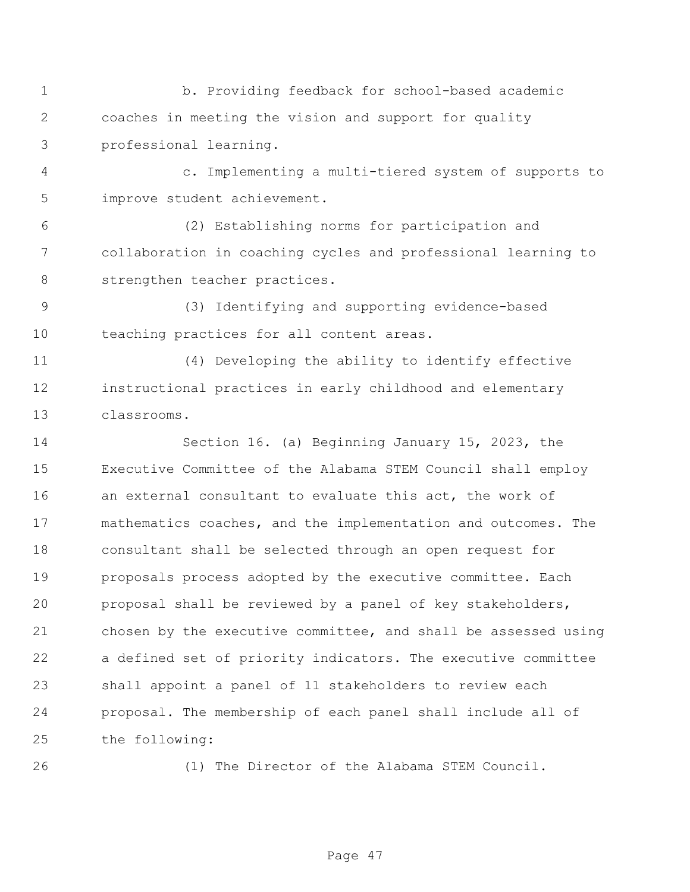b. Providing feedback for school-based academic coaches in meeting the vision and support for quality professional learning.

c. Implementing a multi-tiered system of supports to improve student achievement.

(2) Establishing norms for participation and collaboration in coaching cycles and professional learning to strengthen teacher practices.

(3) Identifying and supporting evidence-based teaching practices for all content areas.

(4) Developing the ability to identify effective instructional practices in early childhood and elementary classrooms.

Section 16. (a) Beginning January 15, 2023, the Executive Committee of the Alabama STEM Council shall employ an external consultant to evaluate this act, the work of mathematics coaches, and the implementation and outcomes. The consultant shall be selected through an open request for proposals process adopted by the executive committee. Each proposal shall be reviewed by a panel of key stakeholders, chosen by the executive committee, and shall be assessed using a defined set of priority indicators. The executive committee shall appoint a panel of 11 stakeholders to review each proposal. The membership of each panel shall include all of the following:

(1) The Director of the Alabama STEM Council.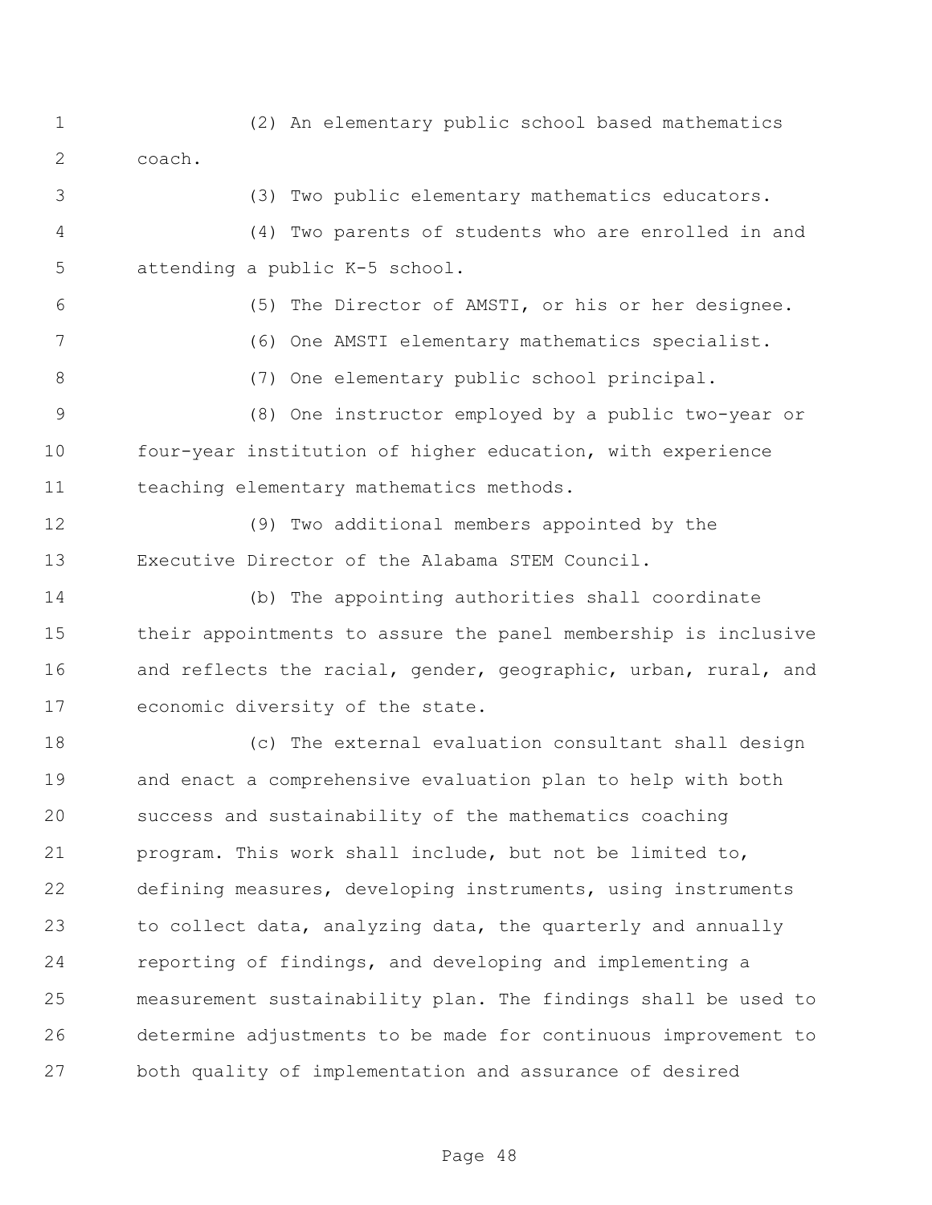(2) An elementary public school based mathematics coach.

(3) Two public elementary mathematics educators.

(4) Two parents of students who are enrolled in and attending a public K-5 school.

(5) The Director of AMSTI, or his or her designee.

(6) One AMSTI elementary mathematics specialist.

(7) One elementary public school principal.

(8) One instructor employed by a public two-year or four-year institution of higher education, with experience teaching elementary mathematics methods.

(9) Two additional members appointed by the Executive Director of the Alabama STEM Council.

(b) The appointing authorities shall coordinate their appointments to assure the panel membership is inclusive and reflects the racial, gender, geographic, urban, rural, and economic diversity of the state.

(c) The external evaluation consultant shall design and enact a comprehensive evaluation plan to help with both success and sustainability of the mathematics coaching program. This work shall include, but not be limited to, defining measures, developing instruments, using instruments to collect data, analyzing data, the quarterly and annually reporting of findings, and developing and implementing a measurement sustainability plan. The findings shall be used to determine adjustments to be made for continuous improvement to both quality of implementation and assurance of desired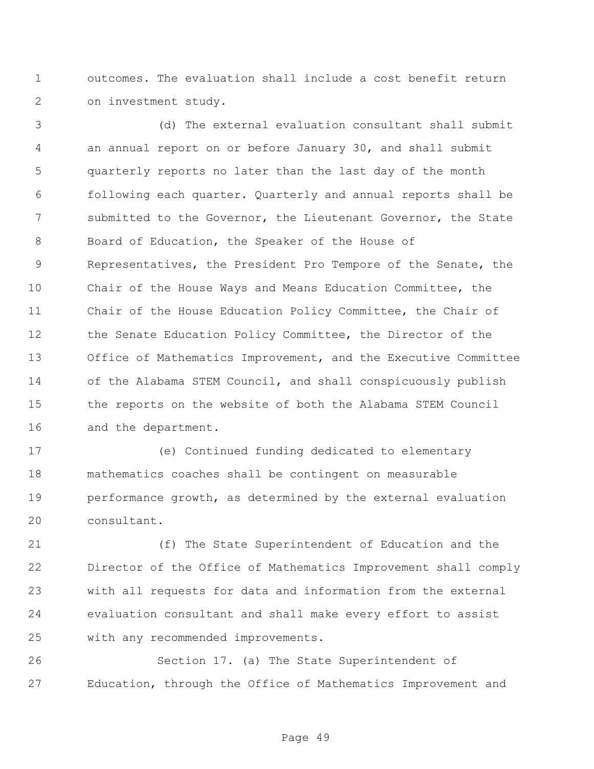outcomes. The evaluation shall include a cost benefit return on investment study.

(d) The external evaluation consultant shall submit an annual report on or before January 30, and shall submit quarterly reports no later than the last day of the month following each quarter. Quarterly and annual reports shall be submitted to the Governor, the Lieutenant Governor, the State Board of Education, the Speaker of the House of Representatives, the President Pro Tempore of the Senate, the Chair of the House Ways and Means Education Committee, the Chair of the House Education Policy Committee, the Chair of the Senate Education Policy Committee, the Director of the Office of Mathematics Improvement, and the Executive Committee of the Alabama STEM Council, and shall conspicuously publish the reports on the website of both the Alabama STEM Council and the department.

(e) Continued funding dedicated to elementary mathematics coaches shall be contingent on measurable performance growth, as determined by the external evaluation consultant.

(f) The State Superintendent of Education and the Director of the Office of Mathematics Improvement shall comply with all requests for data and information from the external evaluation consultant and shall make every effort to assist with any recommended improvements.

Section 17. (a) The State Superintendent of Education, through the Office of Mathematics Improvement and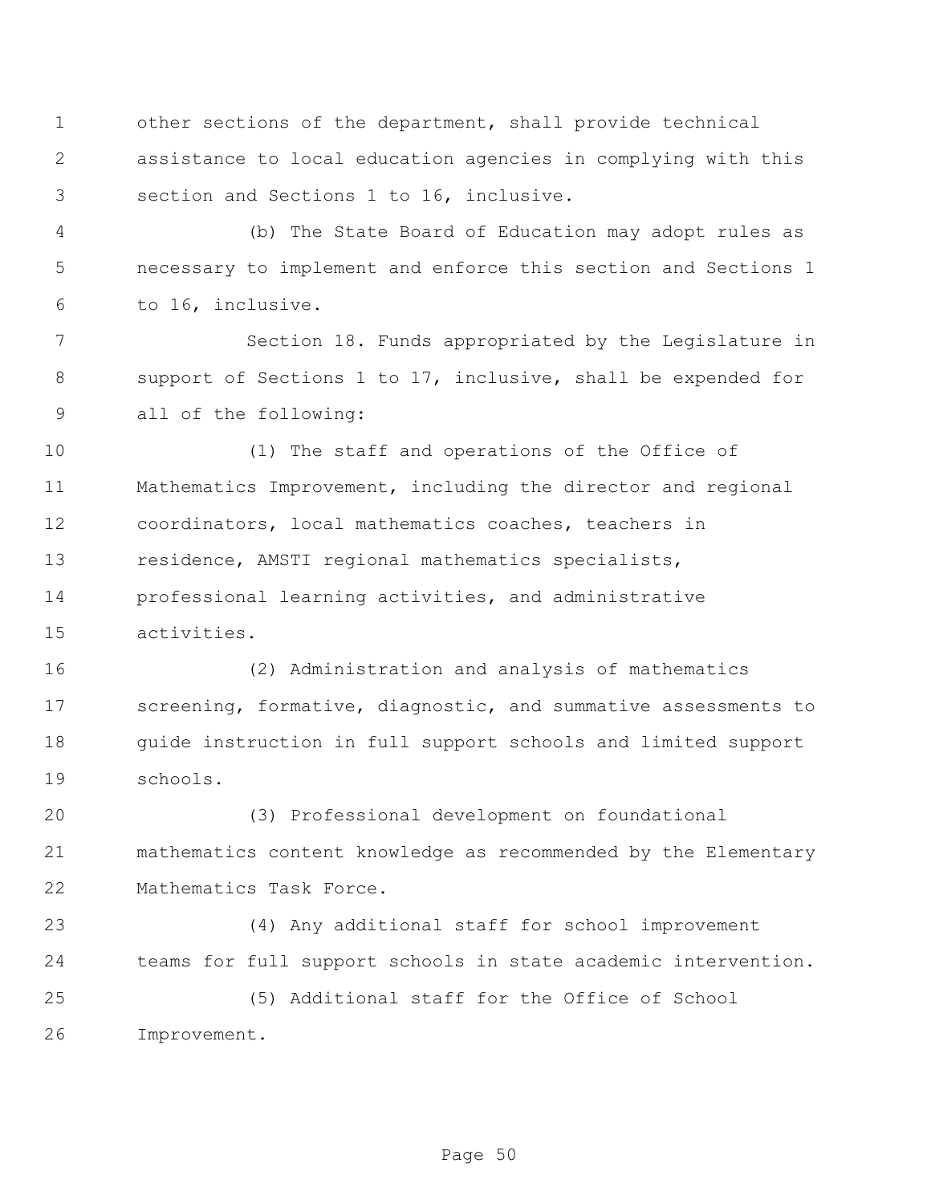other sections of the department, shall provide technical assistance to local education agencies in complying with this section and Sections 1 to 16, inclusive.

(b) The State Board of Education may adopt rules as necessary to implement and enforce this section and Sections 1 to 16, inclusive.

Section 18. Funds appropriated by the Legislature in support of Sections 1 to 17, inclusive, shall be expended for all of the following:

(1) The staff and operations of the Office of Mathematics Improvement, including the director and regional coordinators, local mathematics coaches, teachers in residence, AMSTI regional mathematics specialists, professional learning activities, and administrative activities.

(2) Administration and analysis of mathematics screening, formative, diagnostic, and summative assessments to guide instruction in full support schools and limited support schools.

(3) Professional development on foundational mathematics content knowledge as recommended by the Elementary Mathematics Task Force.

(4) Any additional staff for school improvement teams for full support schools in state academic intervention.

(5) Additional staff for the Office of School Improvement.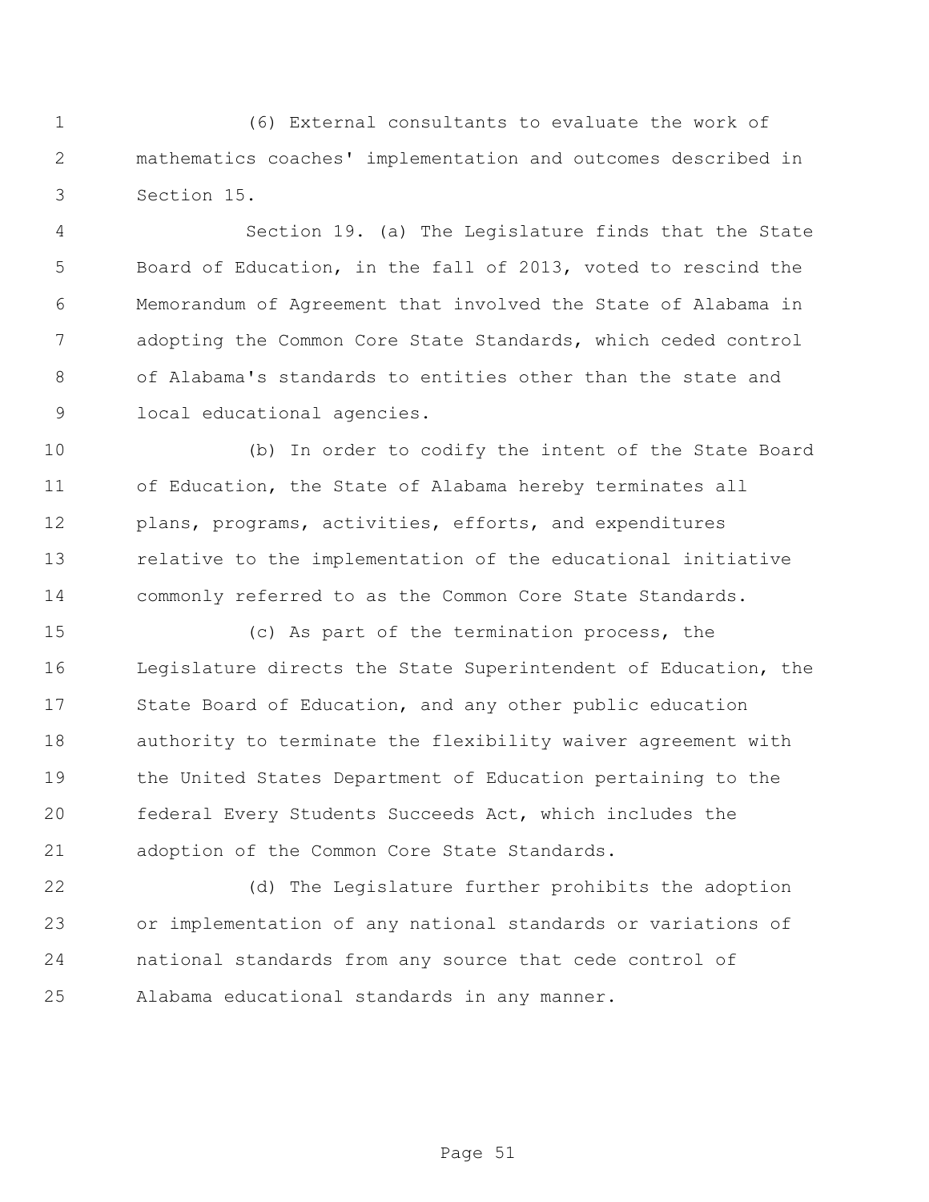(6) External consultants to evaluate the work of mathematics coaches' implementation and outcomes described in Section 15.

Section 19. (a) The Legislature finds that the State Board of Education, in the fall of 2013, voted to rescind the Memorandum of Agreement that involved the State of Alabama in adopting the Common Core State Standards, which ceded control of Alabama's standards to entities other than the state and local educational agencies.

(b) In order to codify the intent of the State Board of Education, the State of Alabama hereby terminates all plans, programs, activities, efforts, and expenditures relative to the implementation of the educational initiative commonly referred to as the Common Core State Standards.

(c) As part of the termination process, the Legislature directs the State Superintendent of Education, the State Board of Education, and any other public education authority to terminate the flexibility waiver agreement with the United States Department of Education pertaining to the federal Every Students Succeeds Act, which includes the adoption of the Common Core State Standards.

(d) The Legislature further prohibits the adoption or implementation of any national standards or variations of national standards from any source that cede control of Alabama educational standards in any manner.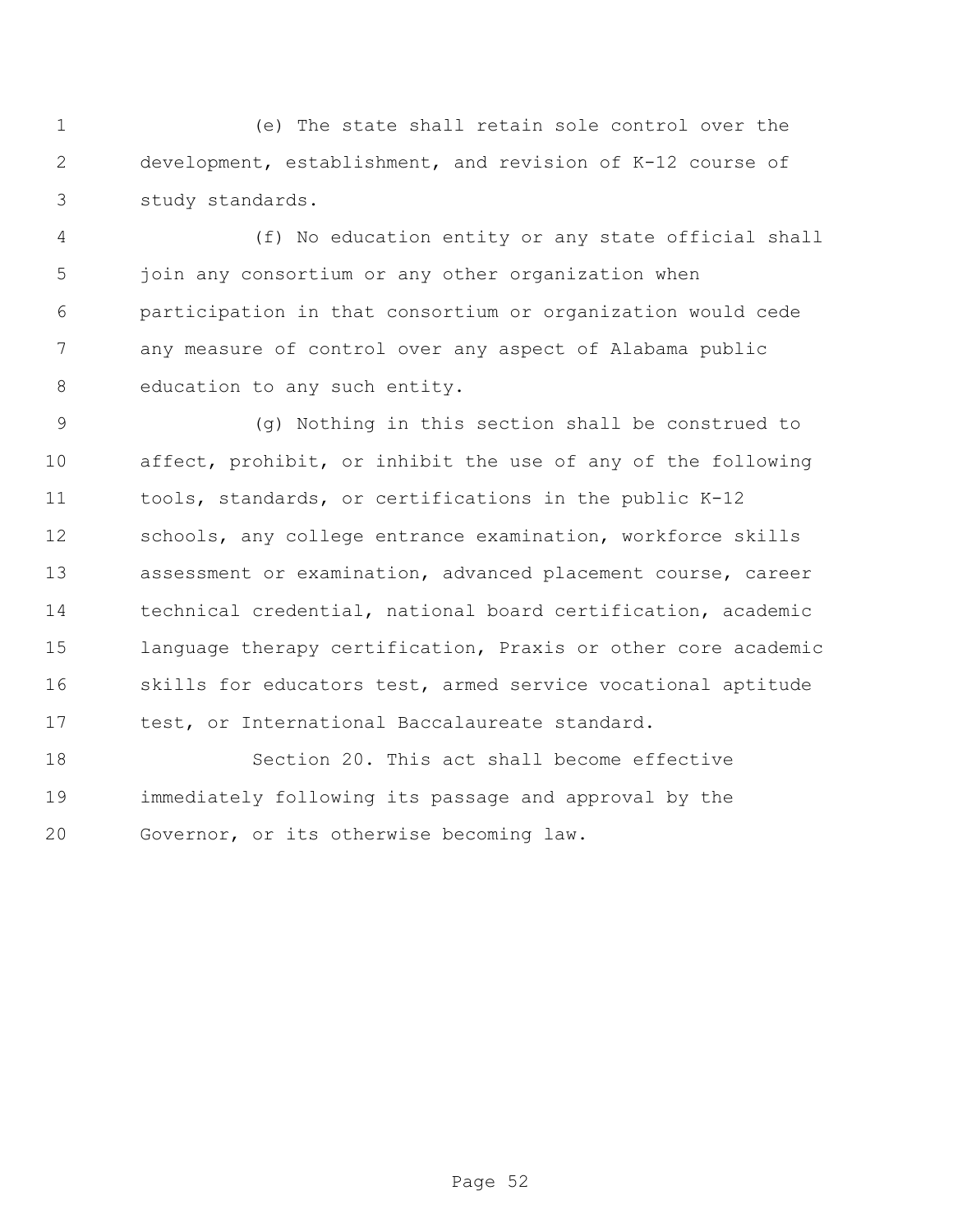(e) The state shall retain sole control over the development, establishment, and revision of K-12 course of study standards.

(f) No education entity or any state official shall join any consortium or any other organization when participation in that consortium or organization would cede any measure of control over any aspect of Alabama public education to any such entity.

(g) Nothing in this section shall be construed to affect, prohibit, or inhibit the use of any of the following tools, standards, or certifications in the public K-12 schools, any college entrance examination, workforce skills assessment or examination, advanced placement course, career technical credential, national board certification, academic language therapy certification, Praxis or other core academic skills for educators test, armed service vocational aptitude test, or International Baccalaureate standard.

Section 20. This act shall become effective immediately following its passage and approval by the Governor, or its otherwise becoming law.